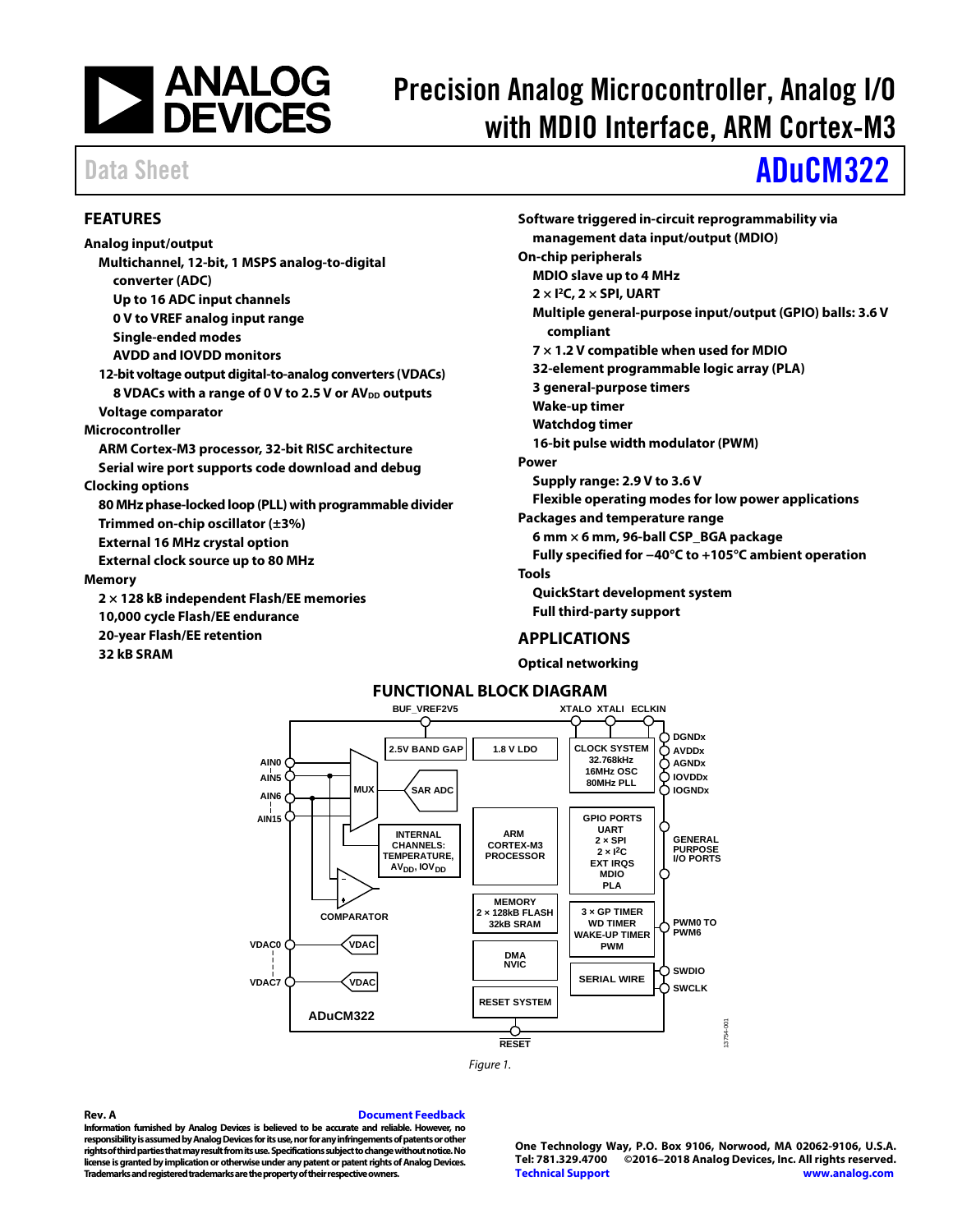# Precision Analog Microcontroller, Analog I/O with MDIO Interface, ARM Cortex-M3

Data Sheet

# ADuCM322

## FEATURES

**Analog input/output**
- **Multichannel, 12-bit, 1 MSPS analog-to-digital converter (ADC)**
  - **Up to 16 ADC input channels**
  - **0 V to VREF analog input range**
  - **Single-ended modes**
  - **AVDD and IOVDD monitors**
- **12-bit voltage output digital-to-analog converters (VDACs)**
  - **8 VDACs with a range of 0 V to 2.5 V or $AV_{DD}$ outputs**
- **Voltage comparator**

**Microcontroller**
- **ARM Cortex-M3 processor, 32-bit RISC architecture**
- **Serial wire port supports code download and debug**

**Clocking options**
- **80 MHz phase-locked loop (PLL) with programmable divider**
- **Trimmed on-chip oscillator (±3%)**
- **External 16 MHz crystal option**
- **External clock source up to 80 MHz**

**Memory**
- **2 × 128 kB independent Flash/EE memories**
- **10,000 cycle Flash/EE endurance**
- **20-year Flash/EE retention**
- **32 kB SRAM**

**Software triggered in-circuit reprogrammability via management data input/output (MDIO)**

**On-chip peripherals**
- **MDIO slave up to 4 MHz**
- **2 × I²C, 2 × SPI, UART**
- **Multiple general-purpose input/output (GPIO) balls: 3.6 V compliant**
- **7 × 1.2 V compatible when used for MDIO**
- **32-element programmable logic array (PLA)**
- **3 general-purpose timers**
- **Wake-up timer**
- **Watchdog timer**
- **16-bit pulse width modulator (PWM)**

**Power**
- **Supply range: 2.9 V to 3.6 V**
- **Flexible operating modes for low power applications**

**Packages and temperature range**
- **6 mm × 6 mm, 96-ball CSP_BGA package**
- **Fully specified for −40°C to +105°C ambient operation**

**Tools**
- **QuickStart development system**
- **Full third-party support**

## APPLICATIONS

**Optical networking**

## FUNCTIONAL BLOCK DIAGRAM

*Figure 1.*

**Rev. A** Document Feedback

**Information furnished by Analog Devices is believed to be accurate and reliable. However, no responsibility is assumed by Analog Devices for its use, nor for any infringements of patents or other rights of third parties that may result from its use. Specifications subject to change without notice. No license is granted by implication or otherwise under any patent or patent rights of Analog Devices. Trademarks and registered trademarks are the property of their respective owners.**

**One Technology Way, P.O. Box 9106, Norwood, MA 02062-9106, U.S.A.**
**Tel: 781.329.4700 ©2016–2018 Analog Devices, Inc. All rights reserved.**
**Technical Support www.analog.com**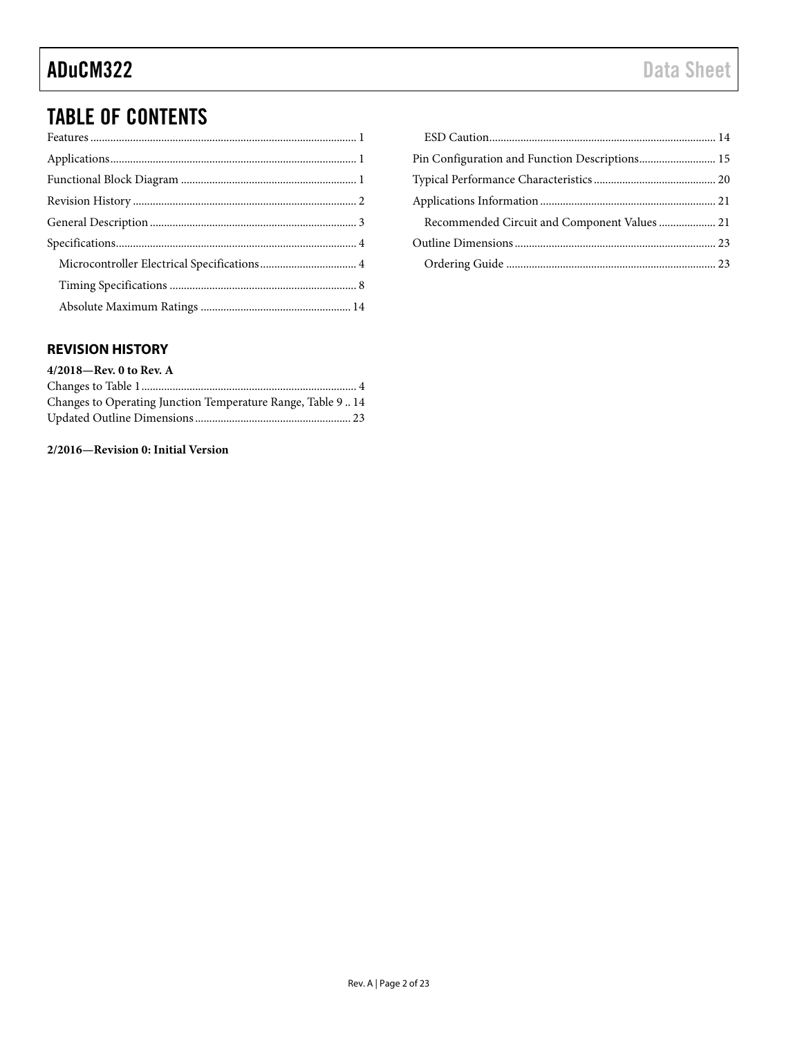## TABLE OF CONTENTS

Features ... 1
Applications ... 1
Functional Block Diagram ... 1
Revision History ... 2
General Description ... 3
Specifications ... 4
  Microcontroller Electrical Specifications ... 4
  Timing Specifications ... 8
  Absolute Maximum Ratings ... 14
  ESD Caution ... 14
Pin Configuration and Function Descriptions ... 15
Typical Performance Characteristics ... 20
Applications Information ... 21
  Recommended Circuit and Component Values ... 21
Outline Dimensions ... 23
  Ordering Guide ... 23

### REVISION HISTORY

**4/2018—Rev. 0 to Rev. A**

Changes to Table 1 ... 4
Changes to Operating Junction Temperature Range, Table 9 .. 14
Updated Outline Dimensions ... 23

**2/2016—Revision 0: Initial Version**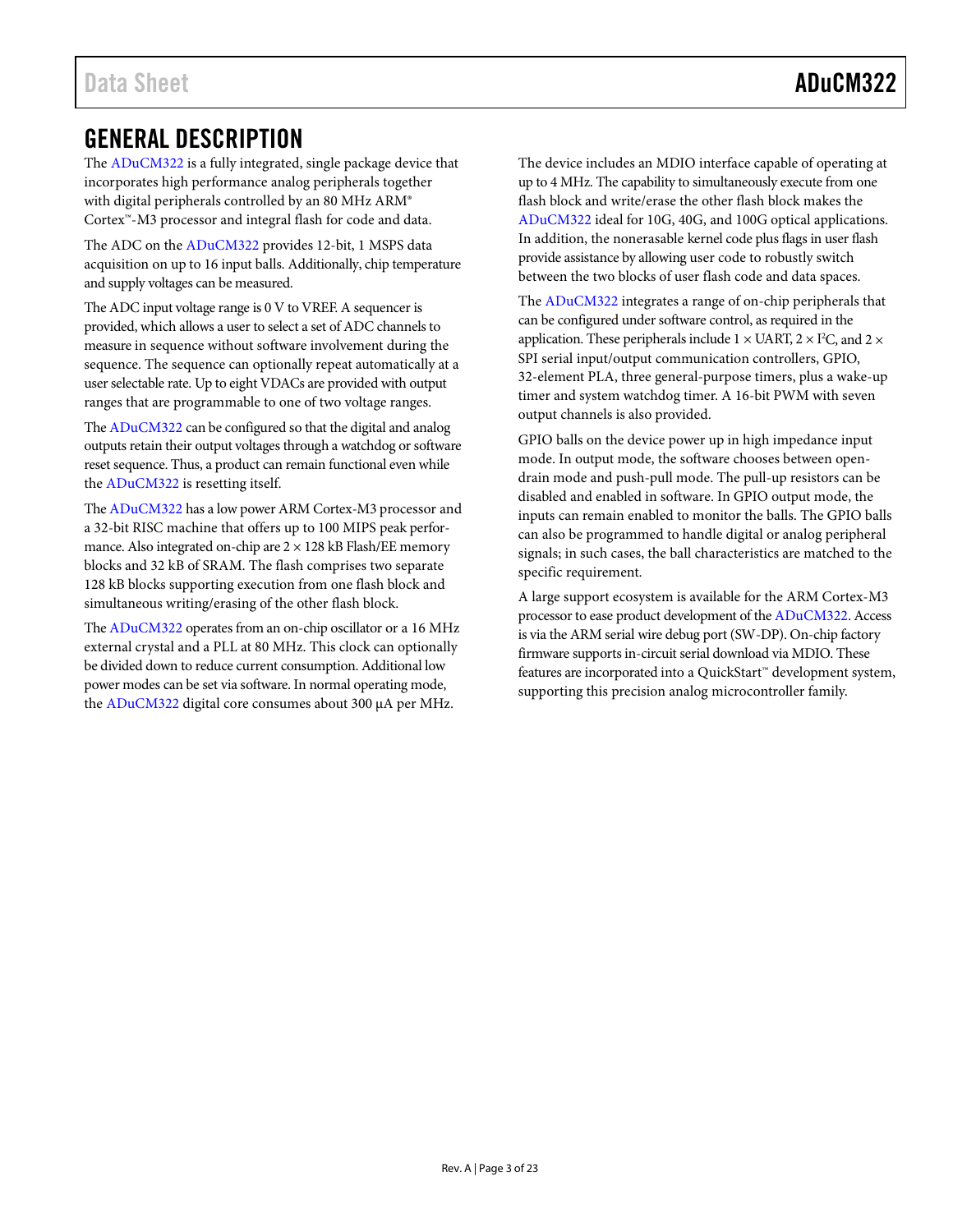# GENERAL DESCRIPTION

The ADuCM322 is a fully integrated, single package device that incorporates high performance analog peripherals together with digital peripherals controlled by an 80 MHz ARM® Cortex™-M3 processor and integral flash for code and data.

The ADC on the ADuCM322 provides 12-bit, 1 MSPS data acquisition on up to 16 input balls. Additionally, chip temperature and supply voltages can be measured.

The ADC input voltage range is 0 V to VREF. A sequencer is provided, which allows a user to select a set of ADC channels to measure in sequence without software involvement during the sequence. The sequence can optionally repeat automatically at a user selectable rate. Up to eight VDACs are provided with output ranges that are programmable to one of two voltage ranges.

The ADuCM322 can be configured so that the digital and analog outputs retain their output voltages through a watchdog or software reset sequence. Thus, a product can remain functional even while the ADuCM322 is resetting itself.

The ADuCM322 has a low power ARM Cortex-M3 processor and a 32-bit RISC machine that offers up to 100 MIPS peak performance. Also integrated on-chip are 2 × 128 kB Flash/EE memory blocks and 32 kB of SRAM. The flash comprises two separate 128 kB blocks supporting execution from one flash block and simultaneous writing/erasing of the other flash block.

The ADuCM322 operates from an on-chip oscillator or a 16 MHz external crystal and a PLL at 80 MHz. This clock can optionally be divided down to reduce current consumption. Additional low power modes can be set via software. In normal operating mode, the ADuCM322 digital core consumes about 300 µA per MHz.

The device includes an MDIO interface capable of operating at up to 4 MHz. The capability to simultaneously execute from one flash block and write/erase the other flash block makes the ADuCM322 ideal for 10G, 40G, and 100G optical applications. In addition, the nonerasable kernel code plus flags in user flash provide assistance by allowing user code to robustly switch between the two blocks of user flash code and data spaces.

The ADuCM322 integrates a range of on-chip peripherals that can be configured under software control, as required in the application. These peripherals include 1 × UART, 2 × I²C, and 2 × SPI serial input/output communication controllers, GPIO, 32-element PLA, three general-purpose timers, plus a wake-up timer and system watchdog timer. A 16-bit PWM with seven output channels is also provided.

GPIO balls on the device power up in high impedance input mode. In output mode, the software chooses between open-drain mode and push-pull mode. The pull-up resistors can be disabled and enabled in software. In GPIO output mode, the inputs can remain enabled to monitor the balls. The GPIO balls can also be programmed to handle digital or analog peripheral signals; in such cases, the ball characteristics are matched to the specific requirement.

A large support ecosystem is available for the ARM Cortex-M3 processor to ease product development of the ADuCM322. Access is via the ARM serial wire debug port (SW-DP). On-chip factory firmware supports in-circuit serial download via MDIO. These features are incorporated into a QuickStart™ development system, supporting this precision analog microcontroller family.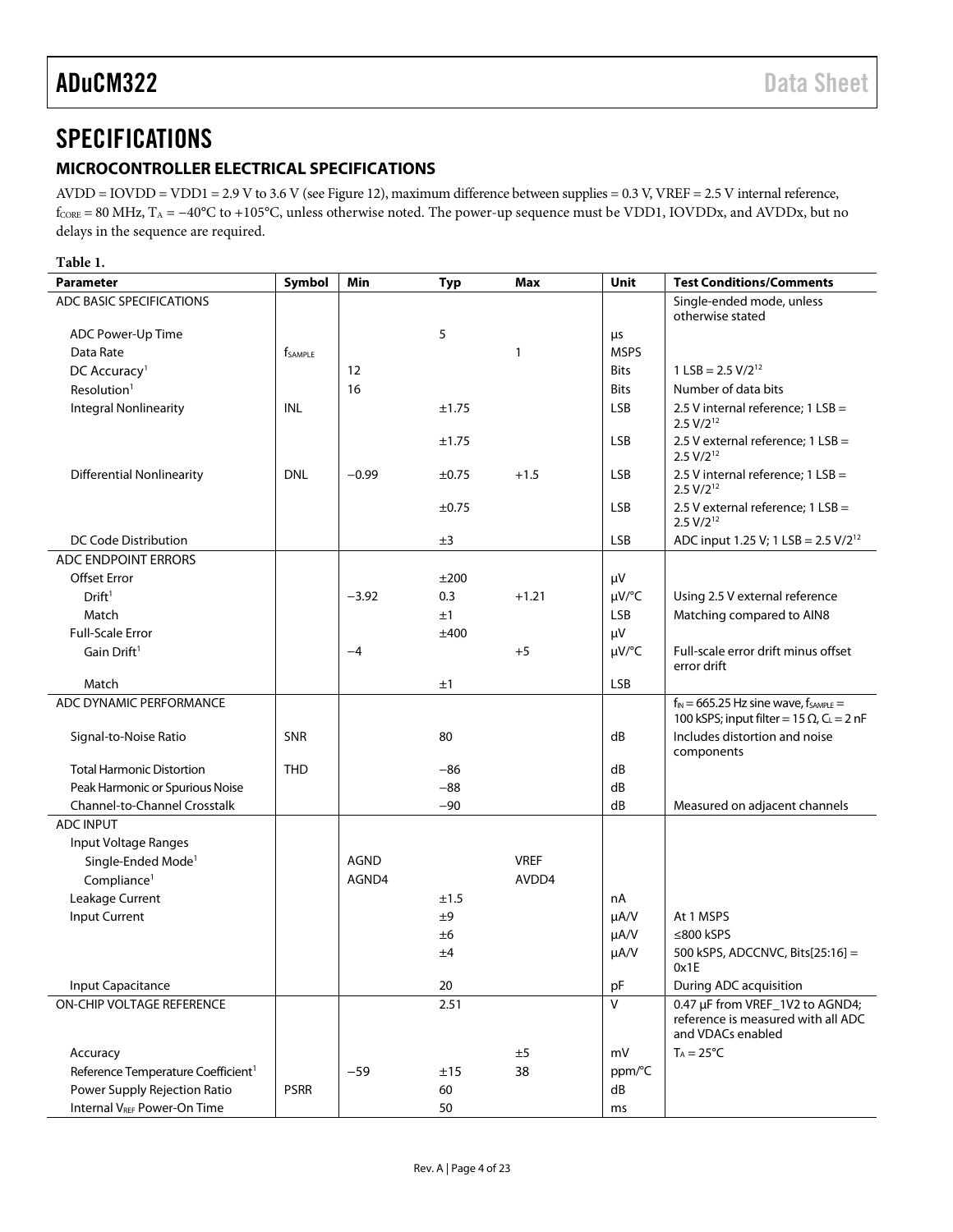# SPECIFICATIONS

## MICROCONTROLLER ELECTRICAL SPECIFICATIONS

AVDD = IOVDD = VDD1 = 2.9 V to 3.6 V (see Figure 12), maximum difference between supplies = 0.3 V, VREF = 2.5 V internal reference, $f_{CORE}$ = 80 MHz, $T_A$ = −40°C to +105°C, unless otherwise noted. The power-up sequence must be VDD1, IOVDDx, and AVDDx, but no delays in the sequence are required.

**Table 1.**

| Parameter | Symbol | Min | Typ | Max | Unit | Test Conditions/Comments |
|---|---|---|---|---|---|---|
| ADC BASIC SPECIFICATIONS | | | | | | Single-ended mode, unless otherwise stated |
| ADC Power-Up Time | | | 5 | | µs | |
| Data Rate | $f_{SAMPLE}$ | | | 1 | MSPS | |
| DC Accuracy[1] | | 12 | | | Bits | 1 LSB = 2.5 V/$2^{12}$ |
| Resolution[1] | | 16 | | | Bits | Number of data bits |
| Integral Nonlinearity | INL | | ±1.75 | | LSB | 2.5 V internal reference; 1 LSB = 2.5 V/$2^{12}$ |
| | | | ±1.75 | | LSB | 2.5 V external reference; 1 LSB = 2.5 V/$2^{12}$ |
| Differential Nonlinearity | DNL | −0.99 | ±0.75 | +1.5 | LSB | 2.5 V internal reference; 1 LSB = 2.5 V/$2^{12}$ |
| | | | ±0.75 | | LSB | 2.5 V external reference; 1 LSB = 2.5 V/$2^{12}$ |
| DC Code Distribution | | | ±3 | | LSB | ADC input 1.25 V; 1 LSB = 2.5 V/$2^{12}$ |
| ADC ENDPOINT ERRORS | | | | | | |
| Offset Error | | | ±200 | | µV | |
| Drift[1] | | −3.92 | 0.3 | +1.21 | µV/°C | Using 2.5 V external reference |
| Match | | | ±1 | | LSB | Matching compared to AIN8 |
| Full-Scale Error | | | ±400 | | µV | |
| Gain Drift[1] | | −4 | | +5 | µV/°C | Full-scale error drift minus offset error drift |
| Match | | | ±1 | | LSB | |
| ADC DYNAMIC PERFORMANCE | | | | | | $f_{IN}$ = 665.25 Hz sine wave, $f_{SAMPLE}$ = 100 kSPS; input filter = 15 Ω, $C_L$ = 2 nF |
| Signal-to-Noise Ratio | SNR | | 80 | | dB | Includes distortion and noise components |
| Total Harmonic Distortion | THD | | −86 | | dB | |
| Peak Harmonic or Spurious Noise | | | −88 | | dB | |
| Channel-to-Channel Crosstalk | | | −90 | | dB | Measured on adjacent channels |
| ADC INPUT | | | | | | |
| Input Voltage Ranges | | | | | | |
| Single-Ended Mode[1] | | AGND | | VREF | | |
| Compliance[1] | | AGND4 | | AVDD4 | | |
| Leakage Current | | | ±1.5 | | nA | |
| Input Current | | | ±9 | | µA/V | At 1 MSPS |
| | | | ±6 | | µA/V | ≤800 kSPS |
| | | | ±4 | | µA/V | 500 kSPS, ADCCNVC, Bits[25:16] = 0x1E |
| Input Capacitance | | | 20 | | pF | During ADC acquisition |
| ON-CHIP VOLTAGE REFERENCE | | | 2.51 | | V | 0.47 µF from VREF_1V2 to AGND4; reference is measured with all ADC and VDACs enabled |
| Accuracy | | | | ±5 | mV | $T_A$ = 25°C |
| Reference Temperature Coefficient[1] | | −59 | ±15 | 38 | ppm/°C | |
| Power Supply Rejection Ratio | PSRR | | 60 | | dB | |
| Internal $V_{REF}$ Power-On Time | | | 50 | | ms | |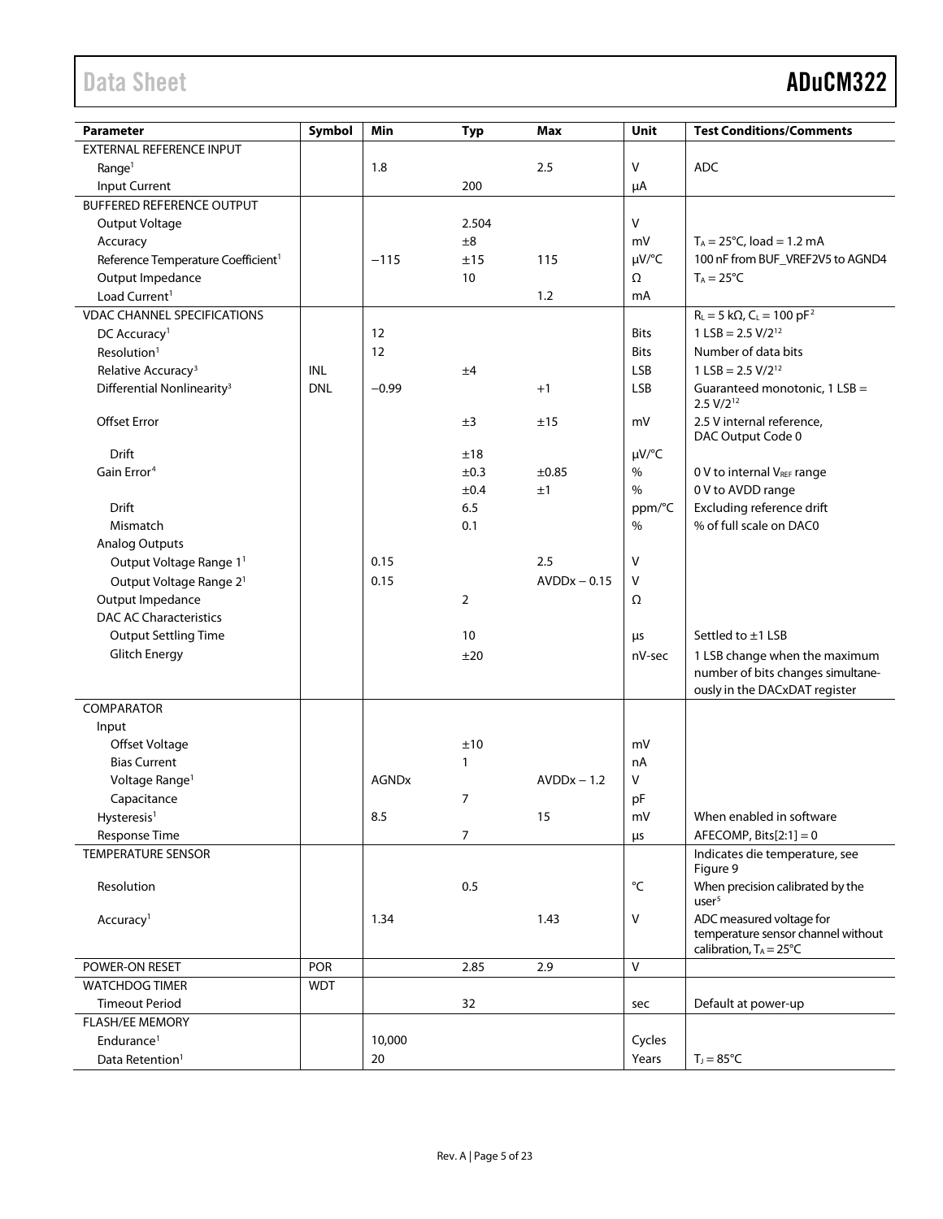| Parameter | Symbol | Min | Typ | Max | Unit | Test Conditions/Comments |
|---|---|---|---|---|---|---|
| EXTERNAL REFERENCE INPUT | | | | | | |
| Range[1] | | 1.8 | | 2.5 | V | ADC |
| Input Current | | | 200 | | μA | |
| BUFFERED REFERENCE OUTPUT | | | | | | |
| Output Voltage | | | 2.504 | | V | |
| Accuracy | | | ±8 | | mV | $T_A$ = 25°C, load = 1.2 mA |
| Reference Temperature Coefficient[1] | | −115 | ±15 | 115 | μV/°C | 100 nF from BUF_VREF2V5 to AGND4 |
| Output Impedance | | | 10 | | Ω | $T_A$ = 25°C |
| Load Current[1] | | | | 1.2 | mA | |
| VDAC CHANNEL SPECIFICATIONS | | | | | | $R_L$ = 5 kΩ, $C_L$ = 100 pF[2] |
| DC Accuracy[1] | | 12 | | | Bits | 1 LSB = 2.5 V/$2^{12}$ |
| Resolution[1] | | 12 | | | Bits | Number of data bits |
| Relative Accuracy[3] | INL | | ±4 | | LSB | 1 LSB = 2.5 V/$2^{12}$ |
| Differential Nonlinearity[3] | DNL | −0.99 | | +1 | LSB | Guaranteed monotonic, 1 LSB = 2.5 V/$2^{12}$ |
| Offset Error | | | ±3 | ±15 | mV | 2.5 V internal reference, DAC Output Code 0 |
| Drift | | | ±18 | | μV/°C | |
| Gain Error[4] | | | ±0.3 | ±0.85 | % | 0 V to internal $V_{REF}$ range |
| | | | ±0.4 | ±1 | % | 0 V to AVDD range |
| Drift | | | 6.5 | | ppm/°C | Excluding reference drift |
| Mismatch | | | 0.1 | | % | % of full scale on DAC0 |
| Analog Outputs | | | | | | |
| Output Voltage Range 1[1] | | 0.15 | | 2.5 | V | |
| Output Voltage Range 2[1] | | 0.15 | | AVDDx − 0.15 | V | |
| Output Impedance | | | 2 | | Ω | |
| DAC AC Characteristics | | | | | | |
| Output Settling Time | | | 10 | | μs | Settled to ±1 LSB |
| Glitch Energy | | | ±20 | | nV-sec | 1 LSB change when the maximum number of bits changes simultaneously in the DACxDAT register |
| COMPARATOR | | | | | | |
| Input | | | | | | |
| Offset Voltage | | | ±10 | | mV | |
| Bias Current | | | 1 | | nA | |
| Voltage Range[1] | | AGNDx | | AVDDx − 1.2 | V | |
| Capacitance | | | 7 | | pF | |
| Hysteresis[1] | | 8.5 | | 15 | mV | When enabled in software |
| Response Time | | | 7 | | μs | AFECOMP, Bits[2:1] = 0 |
| TEMPERATURE SENSOR | | | | | | Indicates die temperature, see Figure 9 |
| Resolution | | | 0.5 | | °C | When precision calibrated by the user[5] |
| Accuracy[1] | | 1.34 | | 1.43 | V | ADC measured voltage for temperature sensor channel without calibration, $T_A$ = 25°C |
| POWER-ON RESET | POR | | 2.85 | 2.9 | V | |
| WATCHDOG TIMER | WDT | | | | | |
| Timeout Period | | | 32 | | sec | Default at power-up |
| FLASH/EE MEMORY | | | | | | |
| Endurance[1] | | 10,000 | | | Cycles | |
| Data Retention[1] | | 20 | | | Years | $T_J$ = 85°C |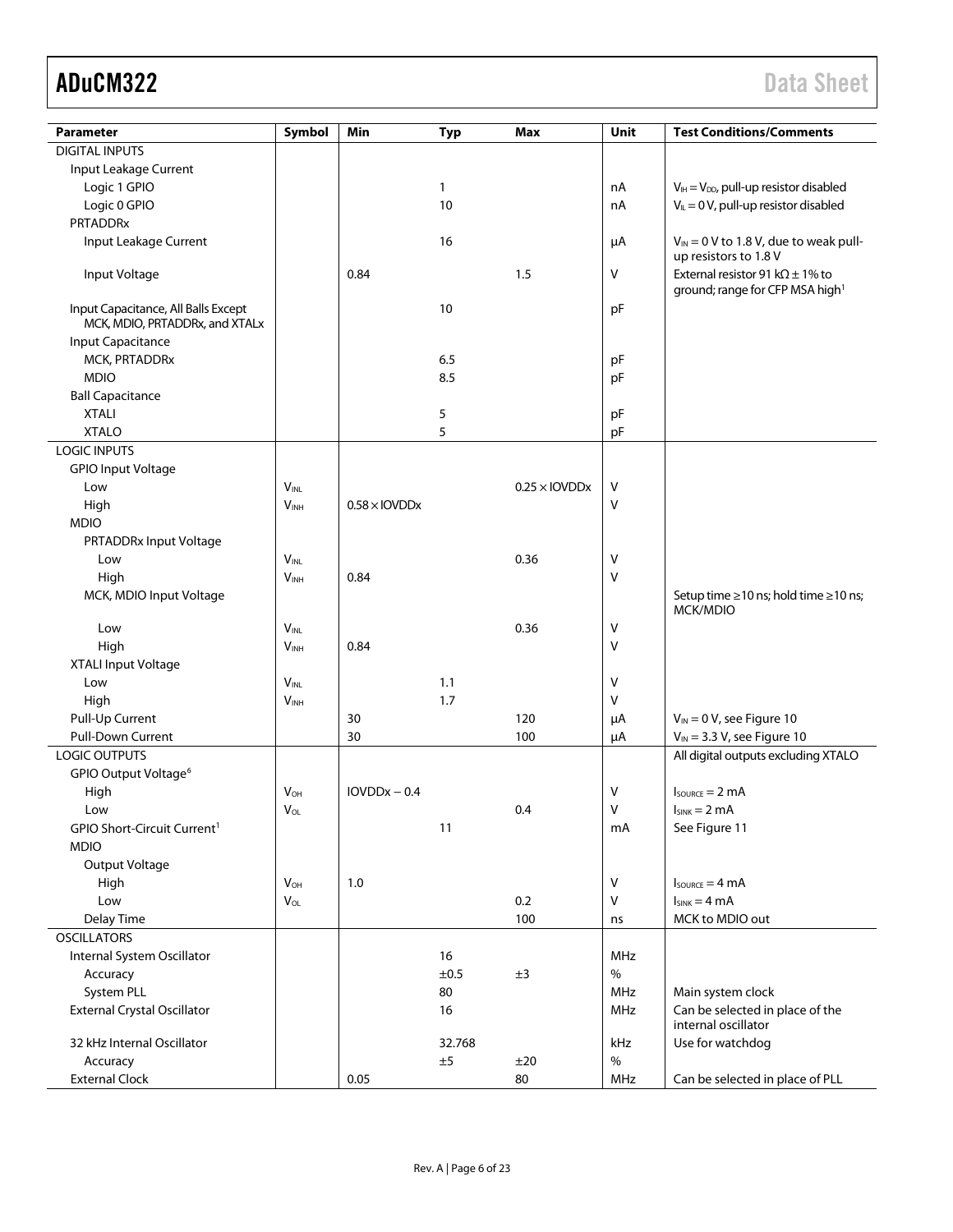| Parameter | Symbol | Min | Typ | Max | Unit | Test Conditions/Comments |
|---|---|---|---|---|---|---|
| DIGITAL INPUTS | | | | | | |
| Input Leakage Current | | | | | | |
| Logic 1 GPIO | | | 1 | | nA | $V_{IH} = V_{DD}$, pull-up resistor disabled |
| Logic 0 GPIO | | | 10 | | nA | $V_{IL} = 0$ V, pull-up resistor disabled |
| PRTADDRx | | | | | | |
| Input Leakage Current | | | 16 | | µA | $V_{IN} = 0$ V to 1.8 V, due to weak pull-up resistors to 1.8 V |
| Input Voltage | | 0.84 | | 1.5 | V | External resistor 91 kΩ ± 1% to ground; range for CFP MSA high[1] |
| Input Capacitance, All Balls Except MCK, MDIO, PRTADDRx, and XTALx | | | 10 | | pF | |
| Input Capacitance | | | | | | |
| MCK, PRTADDRx | | | 6.5 | | pF | |
| MDIO | | | 8.5 | | pF | |
| Ball Capacitance | | | | | | |
| XTALI | | | 5 | | pF | |
| XTALO | | | 5 | | pF | |
| LOGIC INPUTS | | | | | | |
| GPIO Input Voltage | | | | | | |
| Low | $V_{INL}$ | | | 0.25 × IOVDDx | V | |
| High | $V_{INH}$ | 0.58 × IOVDDx | | | V | |
| MDIO | | | | | | |
| PRTADDRx Input Voltage | | | | | | |
| Low | $V_{INL}$ | | | 0.36 | V | |
| High | $V_{INH}$ | 0.84 | | | V | |
| MCK, MDIO Input Voltage | | | | | | Setup time ≥10 ns; hold time ≥10 ns; MCK/MDIO |
| Low | $V_{INL}$ | | | 0.36 | V | |
| High | $V_{INH}$ | 0.84 | | | V | |
| XTALI Input Voltage | | | | | | |
| Low | $V_{INL}$ | | 1.1 | | V | |
| High | $V_{INH}$ | | 1.7 | | V | |
| Pull-Up Current | | 30 | | 120 | µA | $V_{IN} = 0$ V, see Figure 10 |
| Pull-Down Current | | 30 | | 100 | µA | $V_{IN} = 3.3$ V, see Figure 10 |
| LOGIC OUTPUTS | | | | | | All digital outputs excluding XTALO |
| GPIO Output Voltage[6] | | | | | | |
| High | $V_{OH}$ | IOVDDx − 0.4 | | | V | $I_{SOURCE} = 2$ mA |
| Low | $V_{OL}$ | | | 0.4 | V | $I_{SINK} = 2$ mA |
| GPIO Short-Circuit Current[1] | | | 11 | | mA | See Figure 11 |
| MDIO | | | | | | |
| Output Voltage | | | | | | |
| High | $V_{OH}$ | 1.0 | | | V | $I_{SOURCE} = 4$ mA |
| Low | $V_{OL}$ | | | 0.2 | V | $I_{SINK} = 4$ mA |
| Delay Time | | | | 100 | ns | MCK to MDIO out |
| OSCILLATORS | | | | | | |
| Internal System Oscillator | | | 16 | | MHz | |
| Accuracy | | | ±0.5 | ±3 | % | |
| System PLL | | | 80 | | MHz | Main system clock |
| External Crystal Oscillator | | | 16 | | MHz | Can be selected in place of the internal oscillator |
| 32 kHz Internal Oscillator | | | 32.768 | | kHz | Use for watchdog |
| Accuracy | | | ±5 | ±20 | % | |
| External Clock | | 0.05 | | 80 | MHz | Can be selected in place of PLL |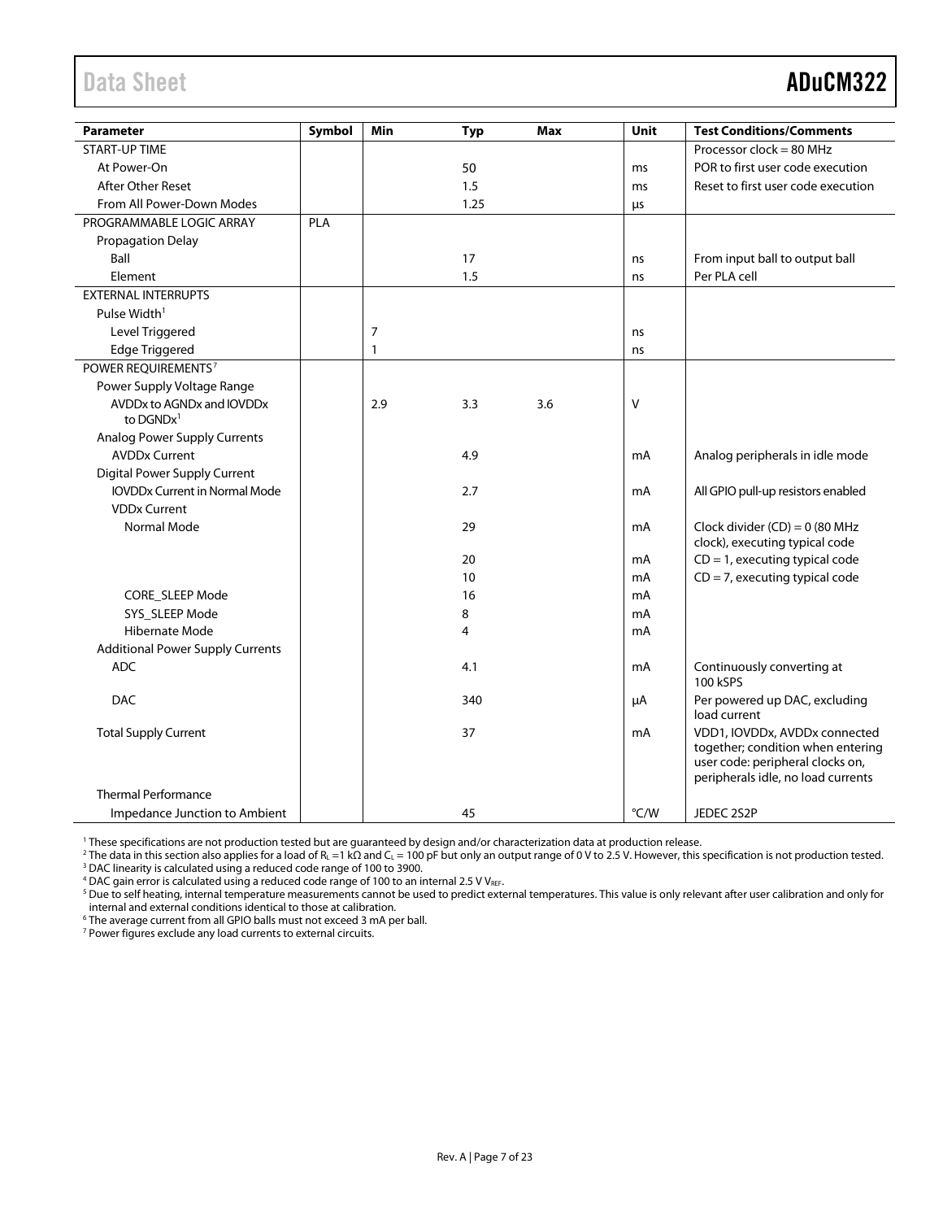| Parameter | Symbol | Min | Typ | Max | Unit | Test Conditions/Comments |
|---|---|---|---|---|---|---|
| START-UP TIME | | | | | | Processor clock = 80 MHz |
| At Power-On | | | 50 | | ms | POR to first user code execution |
| After Other Reset | | | 1.5 | | ms | Reset to first user code execution |
| From All Power-Down Modes | | | 1.25 | | µs | |
| PROGRAMMABLE LOGIC ARRAY | PLA | | | | | |
| Propagation Delay | | | | | | |
| Ball | | | 17 | | ns | From input ball to output ball |
| Element | | | 1.5 | | ns | Per PLA cell |
| EXTERNAL INTERRUPTS | | | | | | |
| Pulse Width[1] | | | | | | |
| Level Triggered | | 7 | | | ns | |
| Edge Triggered | | 1 | | | ns | |
| POWER REQUIREMENTS[7] | | | | | | |
| Power Supply Voltage Range | | | | | | |
| AVDDx to AGNDx and IOVDDx to DGNDx[1] | | 2.9 | 3.3 | 3.6 | V | |
| Analog Power Supply Currents | | | | | | |
| AVDDx Current | | | 4.9 | | mA | Analog peripherals in idle mode |
| Digital Power Supply Current | | | | | | |
| IOVDDx Current in Normal Mode | | | 2.7 | | mA | All GPIO pull-up resistors enabled |
| VDDx Current | | | | | | |
| Normal Mode | | | 29 | | mA | Clock divider (CD) = 0 (80 MHz clock), executing typical code |
| | | | 20 | | mA | CD = 1, executing typical code |
| | | | 10 | | mA | CD = 7, executing typical code |
| CORE_SLEEP Mode | | | 16 | | mA | |
| SYS_SLEEP Mode | | | 8 | | mA | |
| Hibernate Mode | | | 4 | | mA | |
| Additional Power Supply Currents | | | | | | |
| ADC | | | 4.1 | | mA | Continuously converting at 100 kSPS |
| DAC | | | 340 | | µA | Per powered up DAC, excluding load current |
| Total Supply Current | | | 37 | | mA | VDD1, IOVDDx, AVDDx connected together; condition when entering user code: peripheral clocks on, peripherals idle, no load currents |
| Thermal Performance | | | | | | |
| Impedance Junction to Ambient | | | 45 | | °C/W | JEDEC 2S2P |

[1] These specifications are not production tested but are guaranteed by design and/or characterization data at production release.
[2] The data in this section also applies for a load of $R_L$ = 1 kΩ and $C_L$ = 100 pF but only an output range of 0 V to 2.5 V. However, this specification is not production tested.
[3] DAC linearity is calculated using a reduced code range of 100 to 3900.
[4] DAC gain error is calculated using a reduced code range of 100 to an internal 2.5 V $V_{REF}$.
[5] Due to self heating, internal temperature measurements cannot be used to predict external temperatures. This value is only relevant after user calibration and only for internal and external conditions identical to those at calibration.
[6] The average current from all GPIO balls must not exceed 3 mA per ball.
[7] Power figures exclude any load currents to external circuits.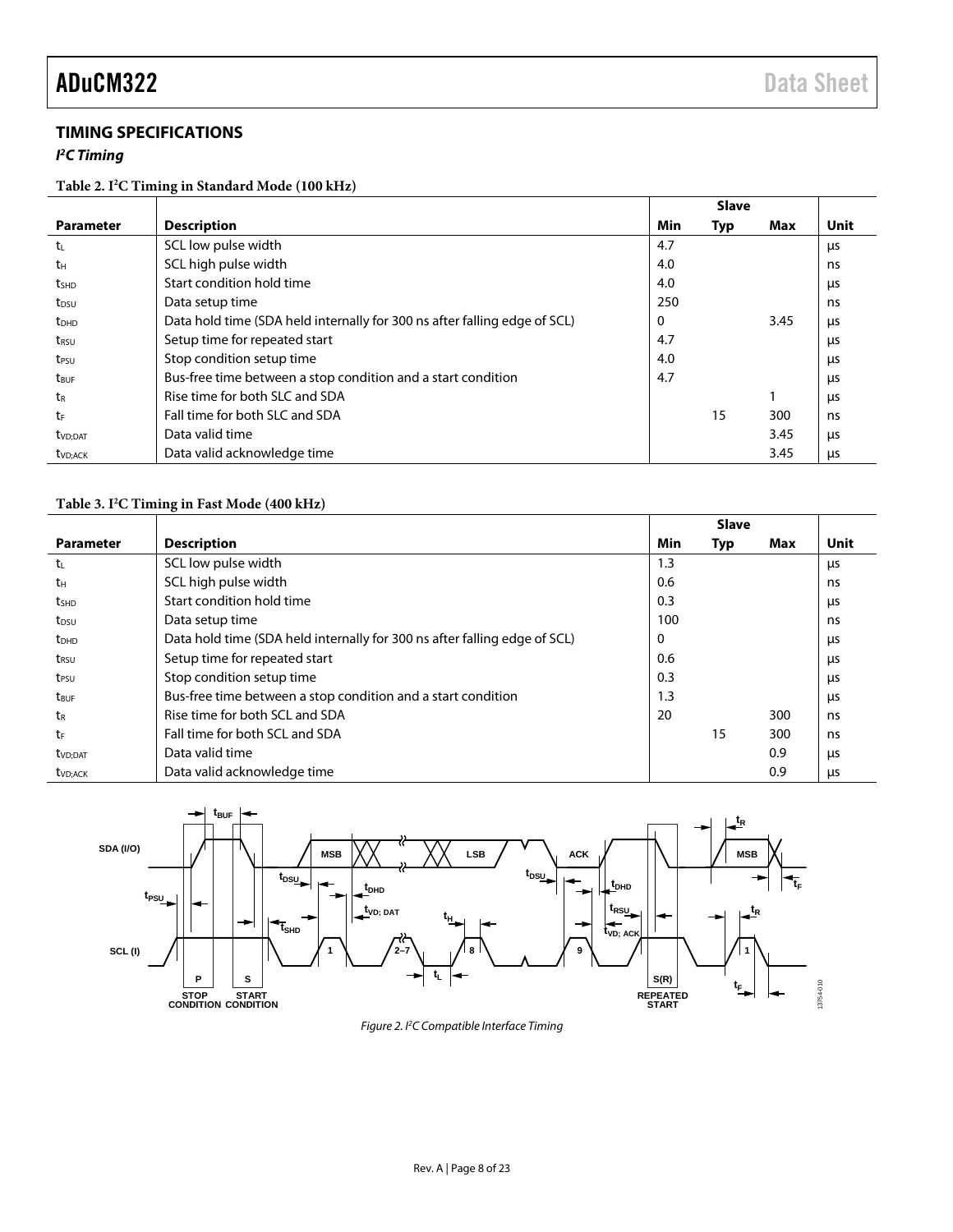## TIMING SPECIFICATIONS

### *I²C Timing*

**Table 2. I²C Timing in Standard Mode (100 kHz)**

| Parameter | Description | Slave Min | Slave Typ | Slave Max | Unit |
|---|---|---|---|---|---|
| $t_L$ | SCL low pulse width | 4.7 | | | µs |
| $t_H$ | SCL high pulse width | 4.0 | | | ns |
| $t_{SHD}$ | Start condition hold time | 4.0 | | | µs |
| $t_{DSU}$ | Data setup time | 250 | | | ns |
| $t_{DHD}$ | Data hold time (SDA held internally for 300 ns after falling edge of SCL) | 0 | | 3.45 | µs |
| $t_{RSU}$ | Setup time for repeated start | 4.7 | | | µs |
| $t_{PSU}$ | Stop condition setup time | 4.0 | | | µs |
| $t_{BUF}$ | Bus-free time between a stop condition and a start condition | 4.7 | | | µs |
| $t_R$ | Rise time for both SLC and SDA | | | 1 | µs |
| $t_F$ | Fall time for both SLC and SDA | | 15 | 300 | ns |
| $t_{VD;DAT}$ | Data valid time | | | 3.45 | µs |
| $t_{VD;ACK}$ | Data valid acknowledge time | | | 3.45 | µs |

**Table 3. I²C Timing in Fast Mode (400 kHz)**

| Parameter | Description | Slave Min | Slave Typ | Slave Max | Unit |
|---|---|---|---|---|---|
| $t_L$ | SCL low pulse width | 1.3 | | | µs |
| $t_H$ | SCL high pulse width | 0.6 | | | ns |
| $t_{SHD}$ | Start condition hold time | 0.3 | | | µs |
| $t_{DSU}$ | Data setup time | 100 | | | ns |
| $t_{DHD}$ | Data hold time (SDA held internally for 300 ns after falling edge of SCL) | 0 | | | µs |
| $t_{RSU}$ | Setup time for repeated start | 0.6 | | | µs |
| $t_{PSU}$ | Stop condition setup time | 0.3 | | | µs |
| $t_{BUF}$ | Bus-free time between a stop condition and a start condition | 1.3 | | | µs |
| $t_R$ | Rise time for both SCL and SDA | 20 | | 300 | ns |
| $t_F$ | Fall time for both SCL and SDA | | 15 | 300 | ns |
| $t_{VD;DAT}$ | Data valid time | | | 0.9 | µs |
| $t_{VD;ACK}$ | Data valid acknowledge time | | | 0.9 | µs |

*Figure 2. I²C Compatible Interface Timing*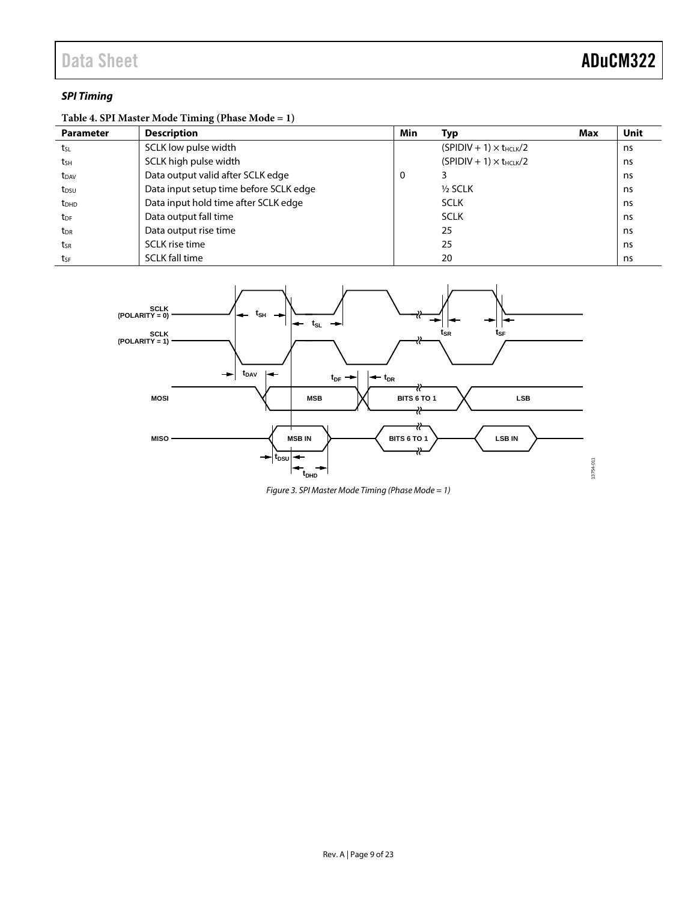### *SPI Timing*

**Table 4. SPI Master Mode Timing (Phase Mode = 1)**

| Parameter | Description | Min | Typ | Max | Unit |
|---|---|---|---|---|---|
| $t_{SL}$ | SCLK low pulse width | | $(SPIDIV + 1) \times t_{HCLK}/2$ | | ns |
| $t_{SH}$ | SCLK high pulse width | | $(SPIDIV + 1) \times t_{HCLK}/2$ | | ns |
| $t_{DAV}$ | Data output valid after SCLK edge | 0 | 3 | | ns |
| $t_{DSU}$ | Data input setup time before SCLK edge | | ½ SCLK | | ns |
| $t_{DHD}$ | Data input hold time after SCLK edge | | SCLK | | ns |
| $t_{DF}$ | Data output fall time | | SCLK | | ns |
| $t_{DR}$ | Data output rise time | | 25 | | ns |
| $t_{SR}$ | SCLK rise time | | 25 | | ns |
| $t_{SF}$ | SCLK fall time | | 20 | | ns |

*Figure 3. SPI Master Mode Timing (Phase Mode = 1)*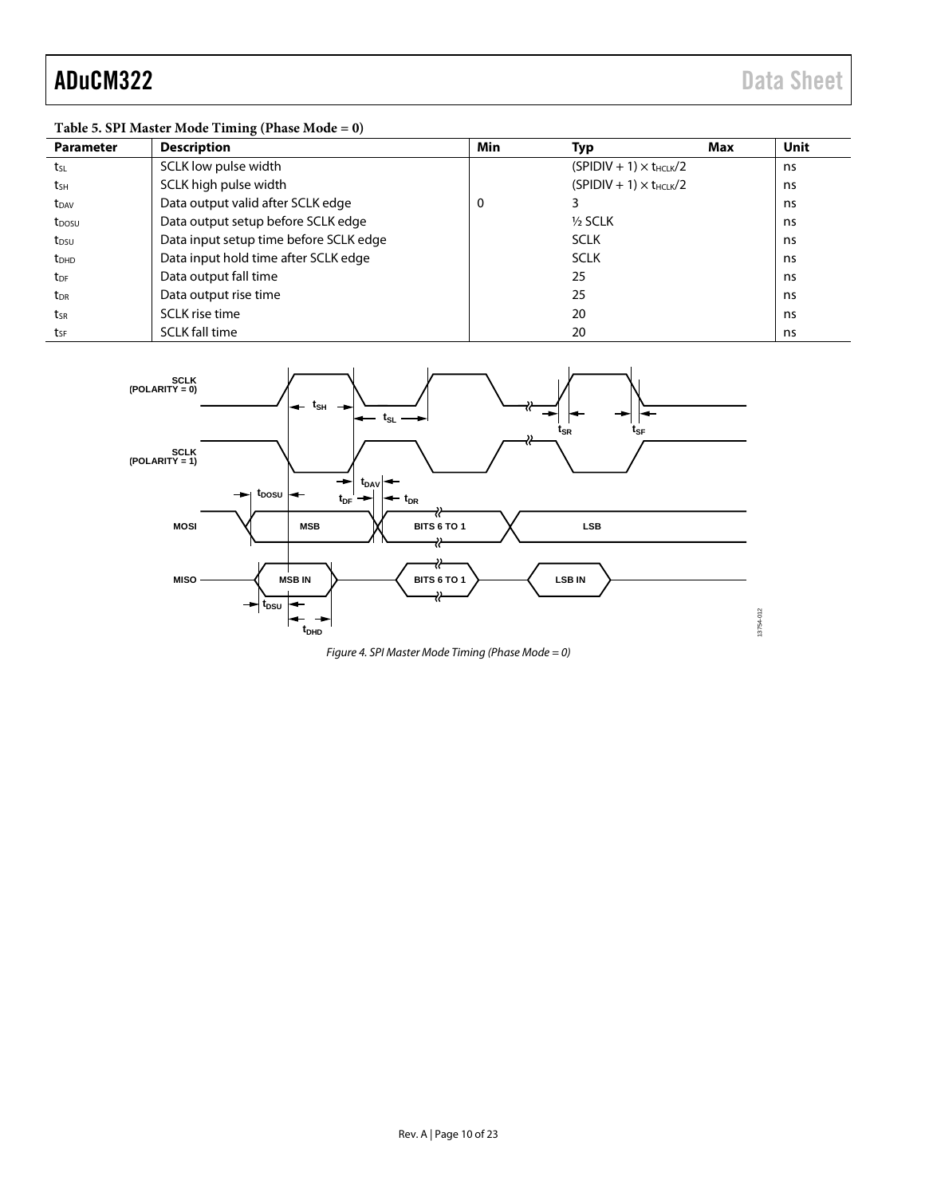**Table 5. SPI Master Mode Timing (Phase Mode = 0)**

| Parameter | Description | Min | Typ | Max | Unit |
|---|---|---|---|---|---|
| $t_{SL}$ | SCLK low pulse width | | $(SPIDIV + 1) \times t_{HCLK}/2$ | | ns |
| $t_{SH}$ | SCLK high pulse width | | $(SPIDIV + 1) \times t_{HCLK}/2$ | | ns |
| $t_{DAV}$ | Data output valid after SCLK edge | 0 | 3 | | ns |
| $t_{DOSU}$ | Data output setup before SCLK edge | | ½ SCLK | | ns |
| $t_{DSU}$ | Data input setup time before SCLK edge | | SCLK | | ns |
| $t_{DHD}$ | Data input hold time after SCLK edge | | SCLK | | ns |
| $t_{DF}$ | Data output fall time | | 25 | | ns |
| $t_{DR}$ | Data output rise time | | 25 | | ns |
| $t_{SR}$ | SCLK rise time | | 20 | | ns |
| $t_{SF}$ | SCLK fall time | | 20 | | ns |

*Figure 4. SPI Master Mode Timing (Phase Mode = 0)*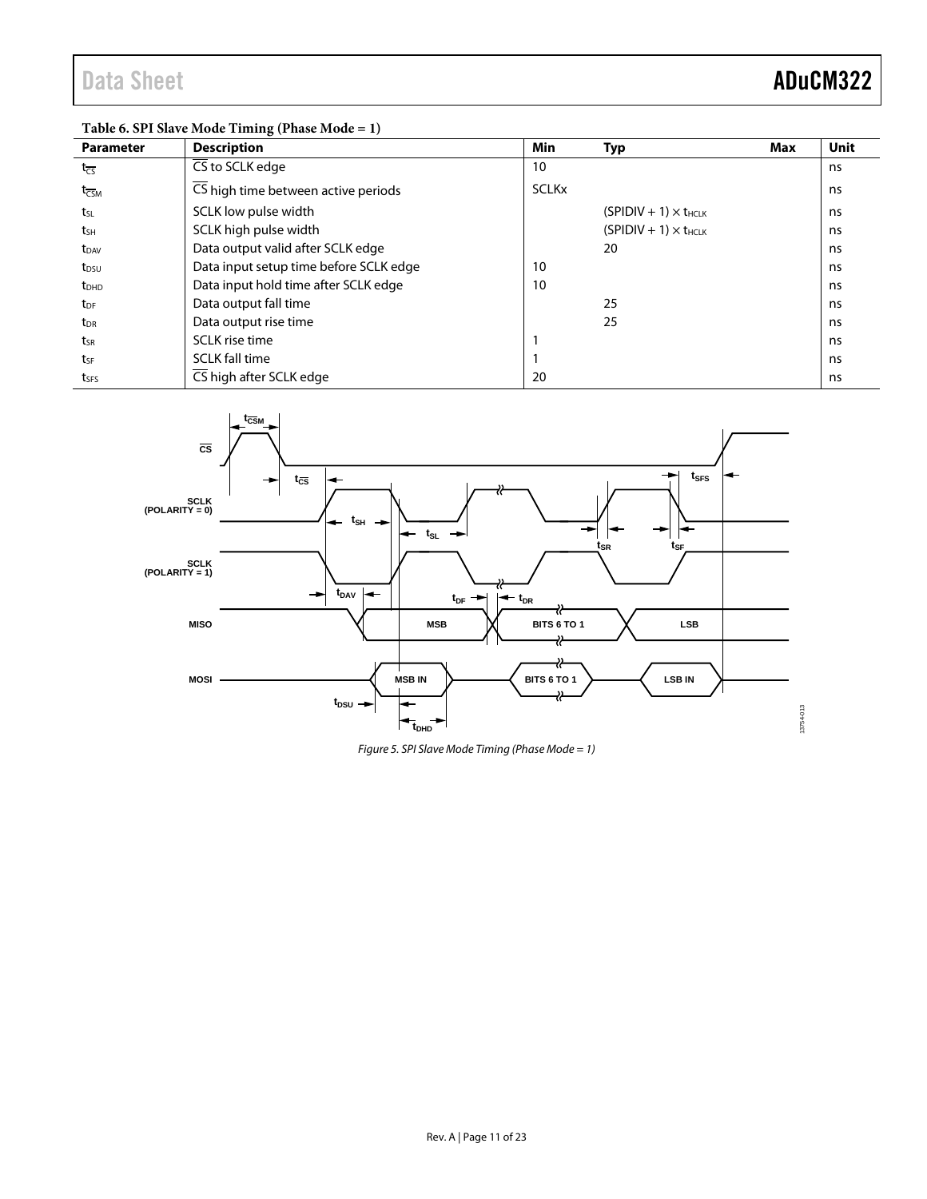**Table 6. SPI Slave Mode Timing (Phase Mode = 1)**

| Parameter | Description | Min | Typ | Max | Unit |
|---|---|---|---|---|---|
| $t_{\overline{CS}}$ | $\overline{CS}$ to SCLK edge | 10 | | | ns |
| $t_{\overline{CS}M}$ | $\overline{CS}$ high time between active periods | SCLKx | | | ns |
| $t_{SL}$ | SCLK low pulse width | | $(SPIDIV + 1) \times t_{HCLK}$ | | ns |
| $t_{SH}$ | SCLK high pulse width | | $(SPIDIV + 1) \times t_{HCLK}$ | | ns |
| $t_{DAV}$ | Data output valid after SCLK edge | | 20 | | ns |
| $t_{DSU}$ | Data input setup time before SCLK edge | 10 | | | ns |
| $t_{DHD}$ | Data input hold time after SCLK edge | 10 | | | ns |
| $t_{DF}$ | Data output fall time | | 25 | | ns |
| $t_{DR}$ | Data output rise time | | 25 | | ns |
| $t_{SR}$ | SCLK rise time | 1 | | | ns |
| $t_{SF}$ | SCLK fall time | 1 | | | ns |
| $t_{SFS}$ | $\overline{CS}$ high after SCLK edge | 20 | | | ns |

*Figure 5. SPI Slave Mode Timing (Phase Mode = 1)*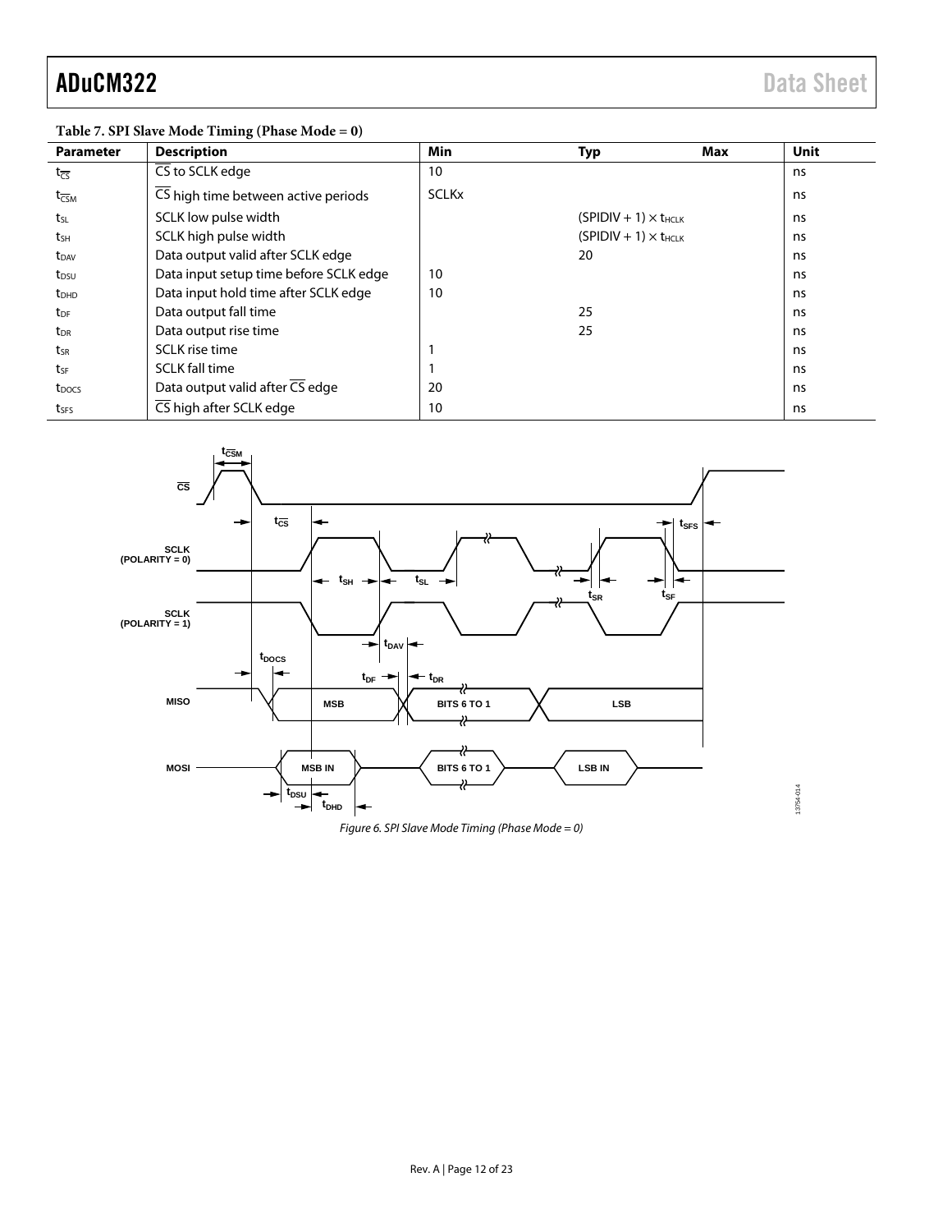**Table 7. SPI Slave Mode Timing (Phase Mode = 0)**

| Parameter | Description | Min | Typ | Max | Unit |
|---|---|---|---|---|---|
| $t_{\overline{CS}}$ | $\overline{CS}$ to SCLK edge | 10 | | | ns |
| $t_{\overline{CS}M}$ | $\overline{CS}$ high time between active periods | SCLKx | | | ns |
| $t_{SL}$ | SCLK low pulse width | | (SPIDIV + 1) × $t_{HCLK}$ | | ns |
| $t_{SH}$ | SCLK high pulse width | | (SPIDIV + 1) × $t_{HCLK}$ | | ns |
| $t_{DAV}$ | Data output valid after SCLK edge | | 20 | | ns |
| $t_{DSU}$ | Data input setup time before SCLK edge | 10 | | | ns |
| $t_{DHD}$ | Data input hold time after SCLK edge | 10 | | | ns |
| $t_{DF}$ | Data output fall time | | 25 | | ns |
| $t_{DR}$ | Data output rise time | | 25 | | ns |
| $t_{SR}$ | SCLK rise time | 1 | | | ns |
| $t_{SF}$ | SCLK fall time | 1 | | | ns |
| $t_{DOCS}$ | Data output valid after $\overline{CS}$ edge | 20 | | | ns |
| $t_{SFS}$ | $\overline{CS}$ high after SCLK edge | 10 | | | ns |

*Figure 6. SPI Slave Mode Timing (Phase Mode = 0)*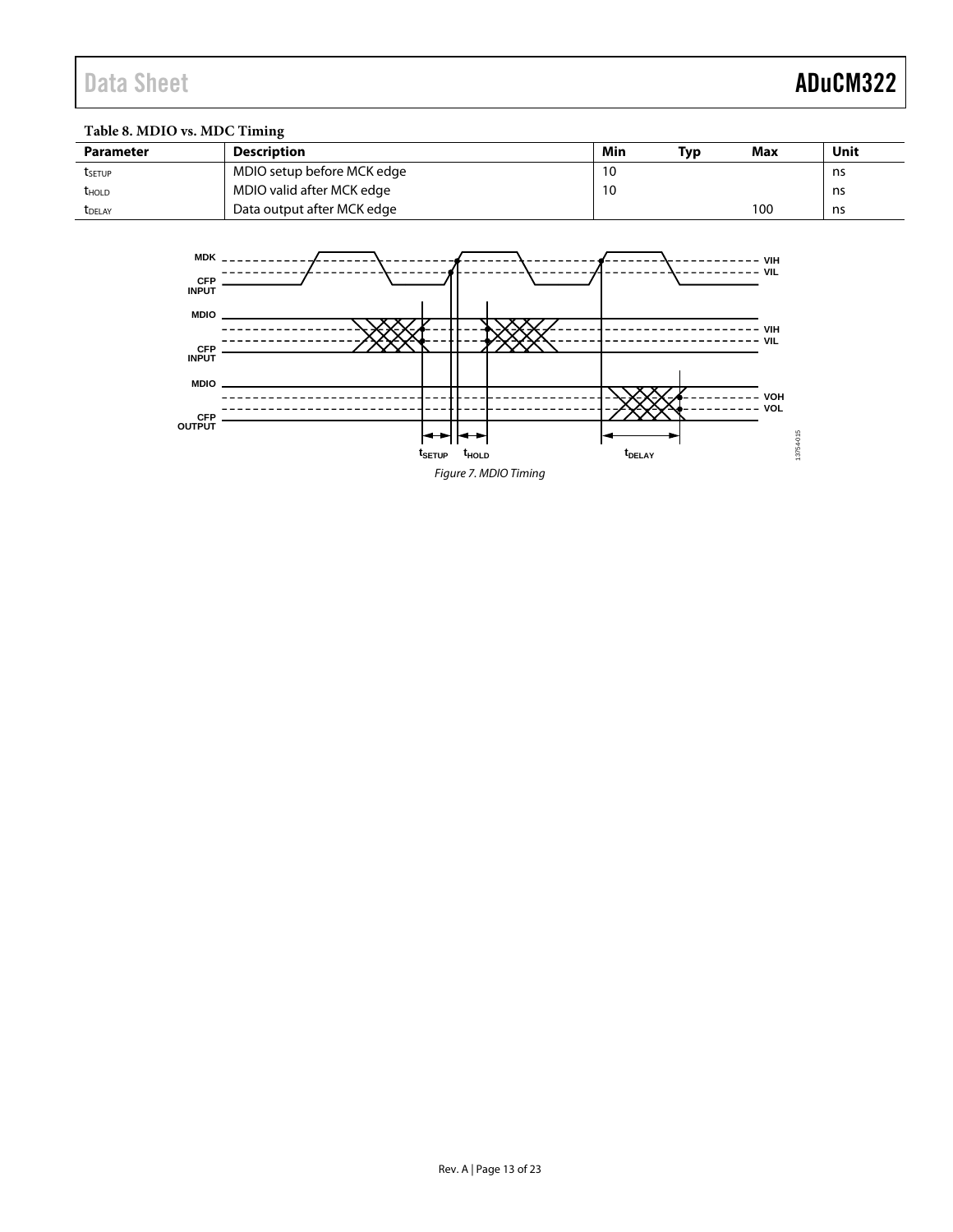**Table 8. MDIO vs. MDC Timing**

| Parameter | Description | Min | Typ | Max | Unit |
|---|---|---|---|---|---|
| $t_{SETUP}$ | MDIO setup before MCK edge | 10 | | | ns |
| $t_{HOLD}$ | MDIO valid after MCK edge | 10 | | | ns |
| $t_{DELAY}$ | Data output after MCK edge | | | 100 | ns |

*Figure 7. MDIO Timing*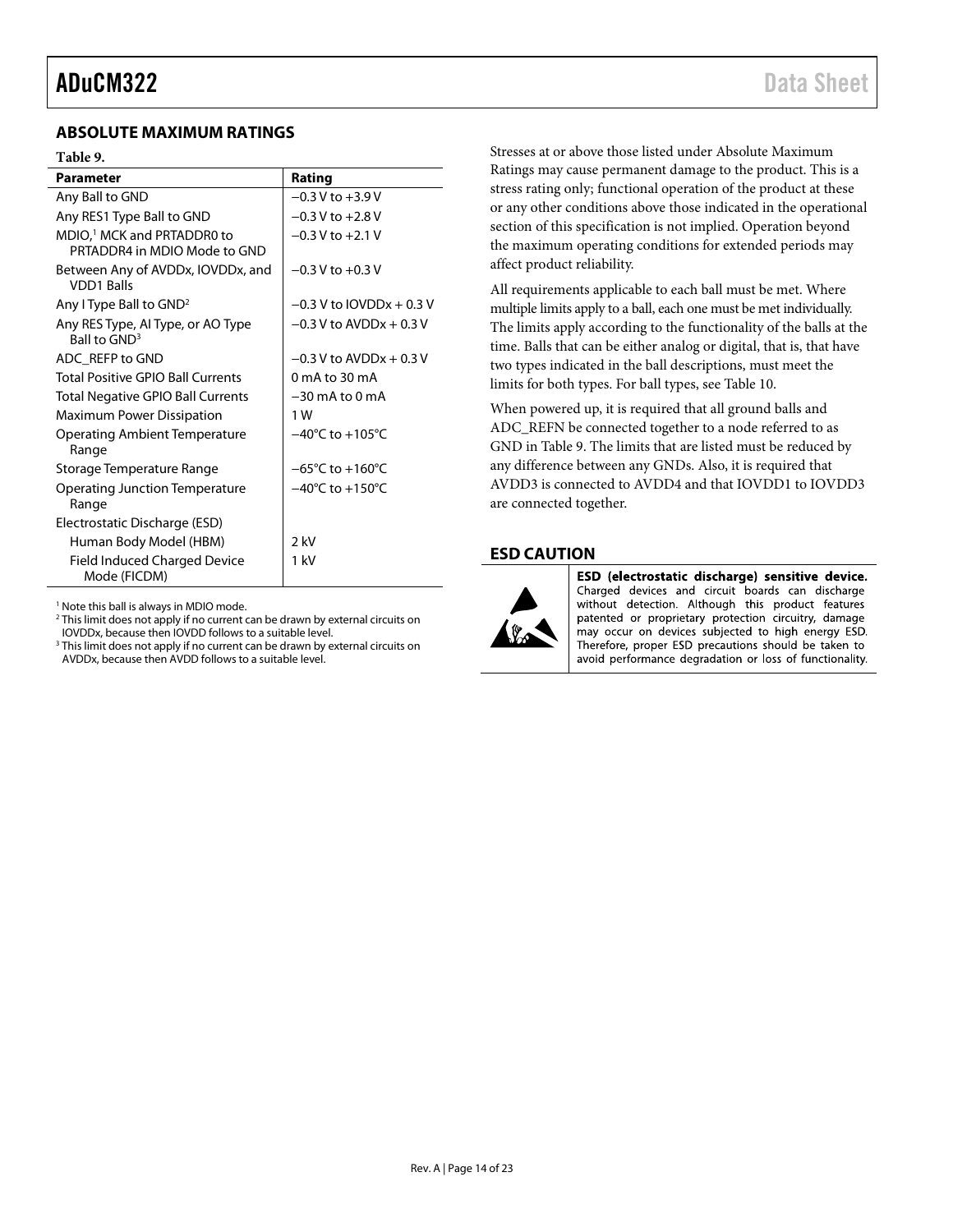## ABSOLUTE MAXIMUM RATINGS

**Table 9.**

| Parameter | Rating |
|---|---|
| Any Ball to GND | −0.3 V to +3.9 V |
| Any RES1 Type Ball to GND | −0.3 V to +2.8 V |
| MDIO,[1] MCK and PRTADDR0 to PRTADDR4 in MDIO Mode to GND | −0.3 V to +2.1 V |
| Between Any of AVDDx, IOVDDx, and VDD1 Balls | −0.3 V to +0.3 V |
| Any I Type Ball to GND[2] | −0.3 V to IOVDDx + 0.3 V |
| Any RES Type, AI Type, or AO Type Ball to GND[3] | −0.3 V to AVDDx + 0.3 V |
| ADC_REFP to GND | −0.3 V to AVDDx + 0.3 V |
| Total Positive GPIO Ball Currents | 0 mA to 30 mA |
| Total Negative GPIO Ball Currents | −30 mA to 0 mA |
| Maximum Power Dissipation | 1 W |
| Operating Ambient Temperature Range | −40°C to +105°C |
| Storage Temperature Range | −65°C to +160°C |
| Operating Junction Temperature Range | −40°C to +150°C |
| Electrostatic Discharge (ESD) | |
| Human Body Model (HBM) | 2 kV |
| Field Induced Charged Device Mode (FICDM) | 1 kV |

[1] Note this ball is always in MDIO mode.
[2] This limit does not apply if no current can be drawn by external circuits on IOVDDx, because then IOVDD follows to a suitable level.
[3] This limit does not apply if no current can be drawn by external circuits on AVDDx, because then AVDD follows to a suitable level.

Stresses at or above those listed under Absolute Maximum Ratings may cause permanent damage to the product. This is a stress rating only; functional operation of the product at these or any other conditions above those indicated in the operational section of this specification is not implied. Operation beyond the maximum operating conditions for extended periods may affect product reliability.

All requirements applicable to each ball must be met. Where multiple limits apply to a ball, each one must be met individually. The limits apply according to the functionality of the balls at the time. Balls that can be either analog or digital, that is, that have two types indicated in the ball descriptions, must meet the limits for both types. For ball types, see Table 10.

When powered up, it is required that all ground balls and ADC_REFN be connected together to a node referred to as GND in Table 9. The limits that are listed must be reduced by any difference between any GNDs. Also, it is required that AVDD3 is connected to AVDD4 and that IOVDD1 to IOVDD3 are connected together.

## ESD CAUTION

**ESD (electrostatic discharge) sensitive device.** Charged devices and circuit boards can discharge without detection. Although this product features patented or proprietary protection circuitry, damage may occur on devices subjected to high energy ESD. Therefore, proper ESD precautions should be taken to avoid performance degradation or loss of functionality.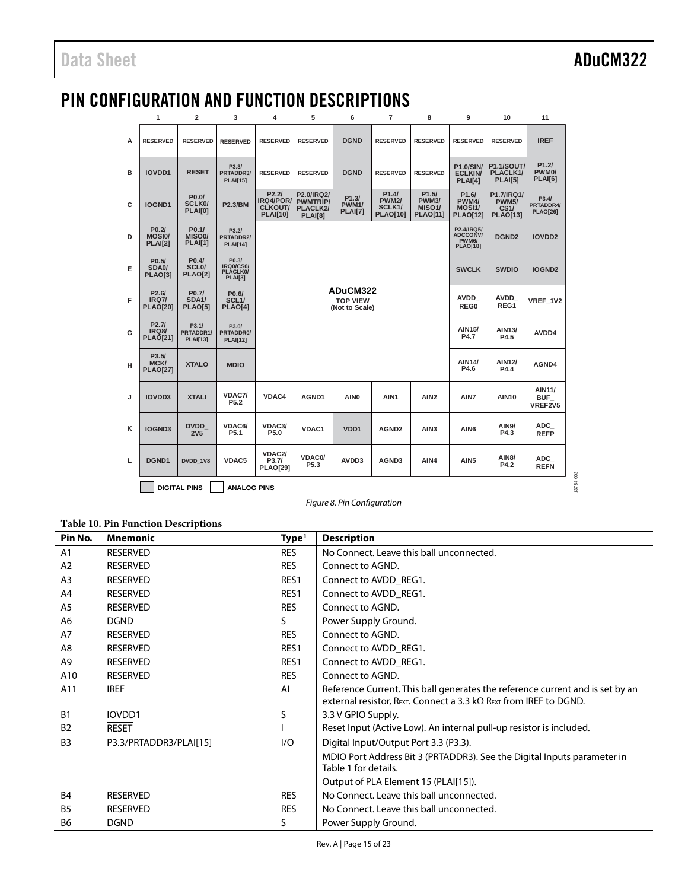## PIN CONFIGURATION AND FUNCTION DESCRIPTIONS

| | 1 | 2 | 3 | 4 | 5 | 6 | 7 | 8 | 9 | 10 | 11 |
|---|---|---|---|---|---|---|---|---|---|---|---|
| A | RESERVED | RESERVED | RESERVED | RESERVED | RESERVED | DGND | RESERVED | RESERVED | RESERVED | RESERVED | IREF |
| B | IOVDD1 | RESET | P3.3/PRTADDR3/PLAI[15] | RESERVED | RESERVED | DGND | RESERVED | RESERVED | P1.0/SIN/ECLKIN/PLAI[4] | P1.1/SOUT/PLACLK1/PLAI[5] | P1.2/PWM0/PLAI[6] |
| C | IOGND1 | P0.0/SCLK0/PLAI[0] | P2.3/BM | P2.2/IRQ4/POR/CLKOUT/PLAI[10] | P2.0/IRQ2/PWMTRIP/PLACLK2/PLAI[8] | P1.3/PWM1/PLAI[7] | P1.4/PWM2/SCLK1/PLAO[10] | P1.5/PWM3/MISO1/PLAO[11] | P1.6/PWM4/MOSI1/PLAO[12] | P1.7/IRQ1/PWM5/CS1/PLAO[13] | P3.4/PRTADDR4/PLAO[26] |
| D | P0.2/MOSI0/PLAI[2] | P0.1/MISO0/PLAI[1] | P3.2/PRTADDR2/PLAI[14] | | | | | | P2.4/IRQ5/ADCCONV/PWM6/PLAO[18] | DGND2 | IOVDD2 |
| E | P0.5/SDA0/PLAO[3] | P0.4/SCL0/PLAO[2] | P0.3/IRQ0/CS0/PLACLK0/PLAI[3] | | | | | | SWCLK | SWDIO | IOGND2 |
| F | P2.6/IRQ7/PLAO[20] | P0.7/SDA1/PLAO[5] | P0.6/SCL1/PLAO[4] | | | ADuCM322 TOP VIEW (Not to Scale) | | | AVDD_REG0 | AVDD_REG1 | VREF_1V2 |
| G | P2.7/IRQ8/PLAO[21] | P3.1/PRTADDR1/PLAI[13] | P3.0/PRTADDR0/PLAI[12] | | | | | | AIN15/P4.7 | AIN13/P4.5 | AVDD4 |
| H | P3.5/MCK/PLAO[27] | XTALO | MDIO | | | | | | AIN14/P4.6 | AIN12/P4.4 | AGND4 |
| J | IOVDD3 | XTALI | VDAC7/P5.2 | VDAC4 | AGND1 | AIN0 | AIN1 | AIN2 | AIN7 | AIN10 | AIN11/BUF_VREF2V5 |
| K | IOGND3 | DVDD_2V5 | VDAC6/P5.1 | VDAC3/P5.0 | VDAC1 | VDD1 | AGND2 | AIN3 | AIN6 | AIN9/P4.3 | ADC_REFP |
| L | DGND1 | DVDD_1V8 | VDAC5 | VDAC2/P3.7/PLAO[29] | VDAC0/P5.3 | AVDD3 | AGND3 | AIN4 | AIN5 | AIN8/P4.2 | ADC_REFN |

DIGITAL PINS ANALOG PINS

*Figure 8. Pin Configuration*

**Table 10. Pin Function Descriptions**

| Pin No. | Mnemonic | Type[1] | Description |
|---|---|---|---|
| A1 | RESERVED | RES | No Connect. Leave this ball unconnected. |
| A2 | RESERVED | RES | Connect to AGND. |
| A3 | RESERVED | RES1 | Connect to AVDD_REG1. |
| A4 | RESERVED | RES1 | Connect to AVDD_REG1. |
| A5 | RESERVED | RES | Connect to AGND. |
| A6 | DGND | S | Power Supply Ground. |
| A7 | RESERVED | RES | Connect to AGND. |
| A8 | RESERVED | RES1 | Connect to AVDD_REG1. |
| A9 | RESERVED | RES1 | Connect to AVDD_REG1. |
| A10 | RESERVED | RES | Connect to AGND. |
| A11 | IREF | AI | Reference Current. This ball generates the reference current and is set by an external resistor, $R_{EXT}$. Connect a 3.3 kΩ $R_{EXT}$ from IREF to DGND. |
| B1 | IOVDD1 | S | 3.3 V GPIO Supply. |
| B2 | RESET | I | Reset Input (Active Low). An internal pull-up resistor is included. |
| B3 | P3.3/PRTADDR3/PLAI[15] | I/O | Digital Input/Output Port 3.3 (P3.3). |
| | | | MDIO Port Address Bit 3 (PRTADDR3). See the Digital Inputs parameter in Table 1 for details. |
| | | | Output of PLA Element 15 (PLAI[15]). |
| B4 | RESERVED | RES | No Connect. Leave this ball unconnected. |
| B5 | RESERVED | RES | No Connect. Leave this ball unconnected. |
| B6 | DGND | S | Power Supply Ground. |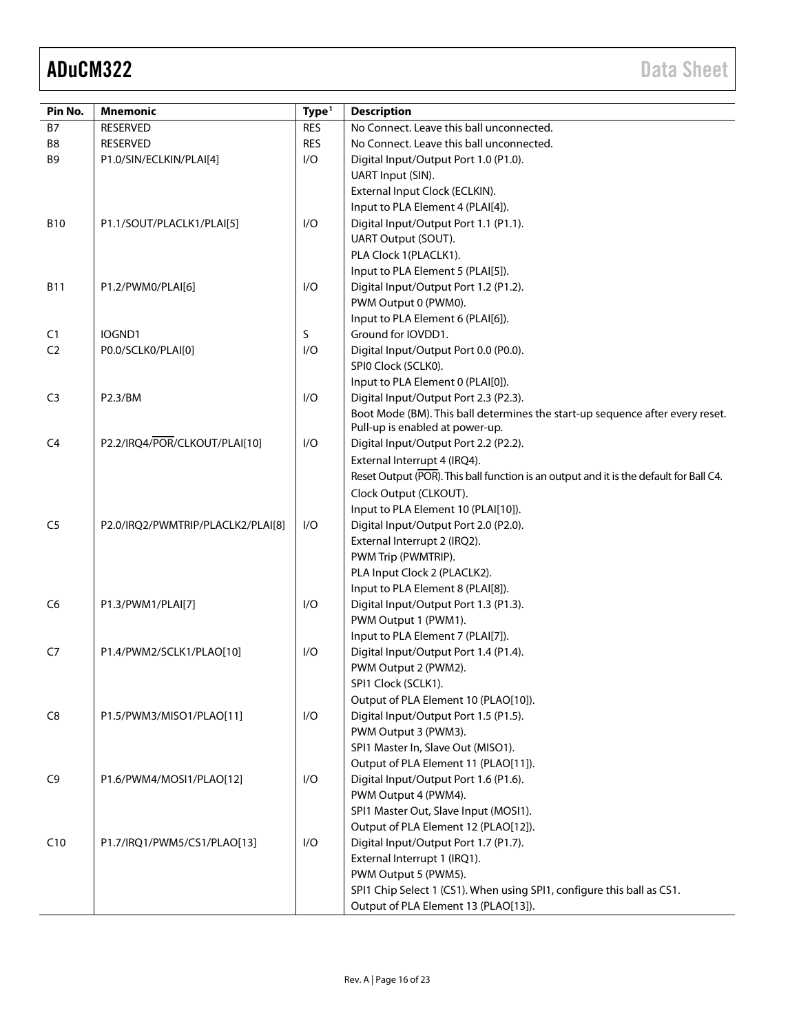| Pin No. | Mnemonic | Type[1] | Description |
|---|---|---|---|
| B7 | RESERVED | RES | No Connect. Leave this ball unconnected. |
| B8 | RESERVED | RES | No Connect. Leave this ball unconnected. |
| B9 | P1.0/SIN/ECLKIN/PLAI[4] | I/O | Digital Input/Output Port 1.0 (P1.0).<br>UART Input (SIN).<br>External Input Clock (ECLKIN).<br>Input to PLA Element 4 (PLAI[4]). |
| B10 | P1.1/SOUT/PLACLK1/PLAI[5] | I/O | Digital Input/Output Port 1.1 (P1.1).<br>UART Output (SOUT).<br>PLA Clock 1(PLACLK1).<br>Input to PLA Element 5 (PLAI[5]). |
| B11 | P1.2/PWM0/PLAI[6] | I/O | Digital Input/Output Port 1.2 (P1.2).<br>PWM Output 0 (PWM0).<br>Input to PLA Element 6 (PLAI[6]). |
| C1 | IOGND1 | S | Ground for IOVDD1. |
| C2 | P0.0/SCLK0/PLAI[0] | I/O | Digital Input/Output Port 0.0 (P0.0).<br>SPI0 Clock (SCLK0).<br>Input to PLA Element 0 (PLAI[0]). |
| C3 | P2.3/BM | I/O | Digital Input/Output Port 2.3 (P2.3).<br>Boot Mode (BM). This ball determines the start-up sequence after every reset. Pull-up is enabled at power-up. |
| C4 | P2.2/IRQ4/$\overline{\text{POR}}$/CLKOUT/PLAI[10] | I/O | Digital Input/Output Port 2.2 (P2.2).<br>External Interrupt 4 (IRQ4).<br>Reset Output ($\overline{\text{POR}}$). This ball function is an output and it is the default for Ball C4.<br>Clock Output (CLKOUT).<br>Input to PLA Element 10 (PLAI[10]). |
| C5 | P2.0/IRQ2/PWMTRIP/PLACLK2/PLAI[8] | I/O | Digital Input/Output Port 2.0 (P2.0).<br>External Interrupt 2 (IRQ2).<br>PWM Trip (PWMTRIP).<br>PLA Input Clock 2 (PLACLK2).<br>Input to PLA Element 8 (PLAI[8]). |
| C6 | P1.3/PWM1/PLAI[7] | I/O | Digital Input/Output Port 1.3 (P1.3).<br>PWM Output 1 (PWM1).<br>Input to PLA Element 7 (PLAI[7]). |
| C7 | P1.4/PWM2/SCLK1/PLAO[10] | I/O | Digital Input/Output Port 1.4 (P1.4).<br>PWM Output 2 (PWM2).<br>SPI1 Clock (SCLK1).<br>Output of PLA Element 10 (PLAO[10]). |
| C8 | P1.5/PWM3/MISO1/PLAO[11] | I/O | Digital Input/Output Port 1.5 (P1.5).<br>PWM Output 3 (PWM3).<br>SPI1 Master In, Slave Out (MISO1).<br>Output of PLA Element 11 (PLAO[11]). |
| C9 | P1.6/PWM4/MOSI1/PLAO[12] | I/O | Digital Input/Output Port 1.6 (P1.6).<br>PWM Output 4 (PWM4).<br>SPI1 Master Out, Slave Input (MOSI1).<br>Output of PLA Element 12 (PLAO[12]). |
| C10 | P1.7/IRQ1/PWM5/CS1/PLAO[13] | I/O | Digital Input/Output Port 1.7 (P1.7).<br>External Interrupt 1 (IRQ1).<br>PWM Output 5 (PWM5).<br>SPI1 Chip Select 1 (CS1). When using SPI1, configure this ball as CS1.<br>Output of PLA Element 13 (PLAO[13]). |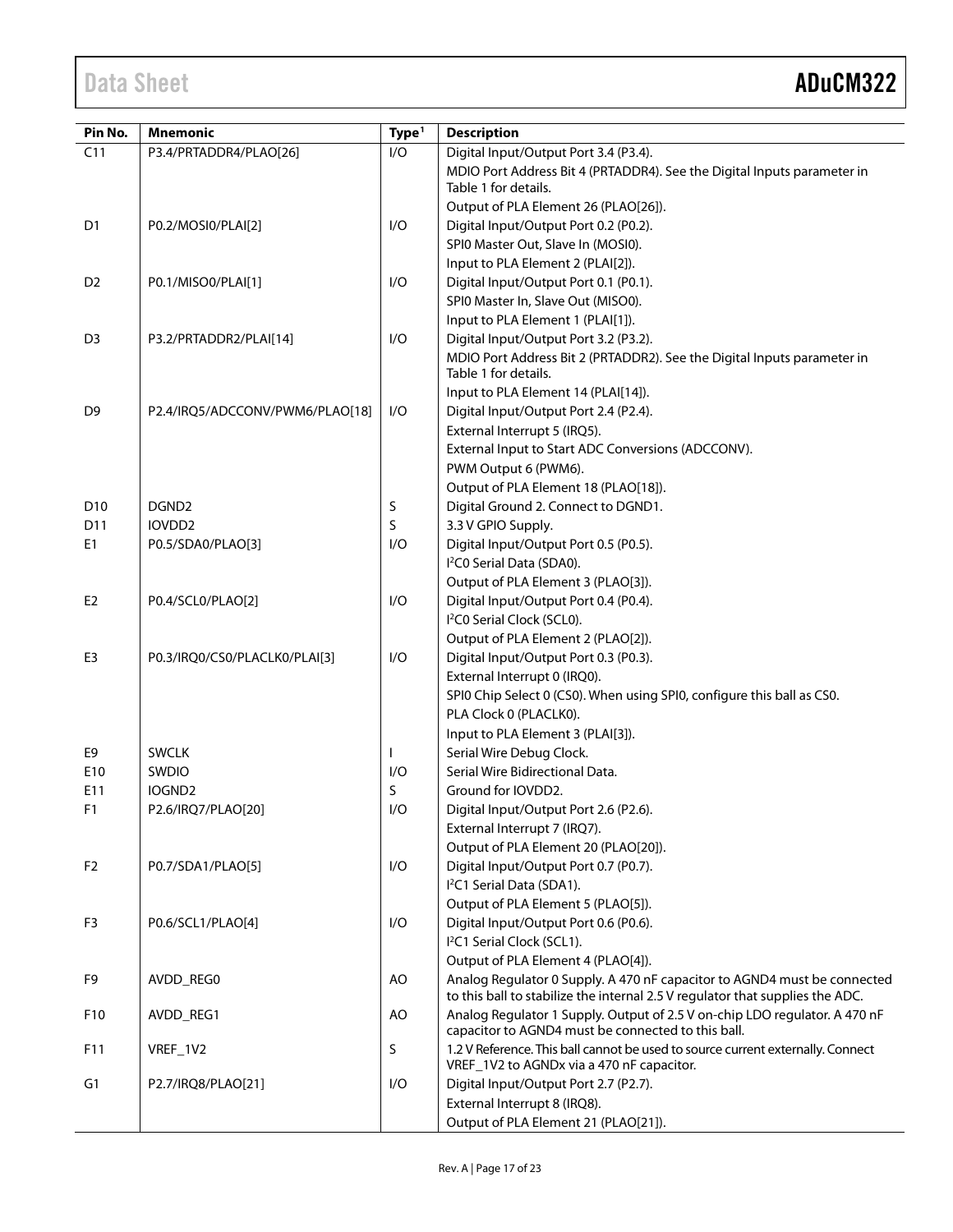| Pin No. | Mnemonic | Type[1] | Description |
|---|---|---|---|
| C11 | P3.4/PRTADDR4/PLAO[26] | I/O | Digital Input/Output Port 3.4 (P3.4). |
| | | | MDIO Port Address Bit 4 (PRTADDR4). See the Digital Inputs parameter in Table 1 for details. |
| | | | Output of PLA Element 26 (PLAO[26]). |
| D1 | P0.2/MOSI0/PLAI[2] | I/O | Digital Input/Output Port 0.2 (P0.2). |
| | | | SPI0 Master Out, Slave In (MOSI0). |
| | | | Input to PLA Element 2 (PLAI[2]). |
| D2 | P0.1/MISO0/PLAI[1] | I/O | Digital Input/Output Port 0.1 (P0.1). |
| | | | SPI0 Master In, Slave Out (MISO0). |
| | | | Input to PLA Element 1 (PLAI[1]). |
| D3 | P3.2/PRTADDR2/PLAI[14] | I/O | Digital Input/Output Port 3.2 (P3.2). |
| | | | MDIO Port Address Bit 2 (PRTADDR2). See the Digital Inputs parameter in Table 1 for details. |
| | | | Input to PLA Element 14 (PLAI[14]). |
| D9 | P2.4/IRQ5/ADCCONV/PWM6/PLAO[18] | I/O | Digital Input/Output Port 2.4 (P2.4). |
| | | | External Interrupt 5 (IRQ5). |
| | | | External Input to Start ADC Conversions (ADCCONV). |
| | | | PWM Output 6 (PWM6). |
| | | | Output of PLA Element 18 (PLAO[18]). |
| D10 | DGND2 | S | Digital Ground 2. Connect to DGND1. |
| D11 | IOVDD2 | S | 3.3 V GPIO Supply. |
| E1 | P0.5/SDA0/PLAO[3] | I/O | Digital Input/Output Port 0.5 (P0.5). |
| | | | $I^2C0$ Serial Data (SDA0). |
| | | | Output of PLA Element 3 (PLAO[3]). |
| E2 | P0.4/SCL0/PLAO[2] | I/O | Digital Input/Output Port 0.4 (P0.4). |
| | | | $I^2C0$ Serial Clock (SCL0). |
| | | | Output of PLA Element 2 (PLAO[2]). |
| E3 | P0.3/IRQ0/CS0/PLACLK0/PLAI[3] | I/O | Digital Input/Output Port 0.3 (P0.3). |
| | | | External Interrupt 0 (IRQ0). |
| | | | SPI0 Chip Select 0 (CS0). When using SPI0, configure this ball as CS0. |
| | | | PLA Clock 0 (PLACLK0). |
| | | | Input to PLA Element 3 (PLAI[3]). |
| E9 | SWCLK | I | Serial Wire Debug Clock. |
| E10 | SWDIO | I/O | Serial Wire Bidirectional Data. |
| E11 | IOGND2 | S | Ground for IOVDD2. |
| F1 | P2.6/IRQ7/PLAO[20] | I/O | Digital Input/Output Port 2.6 (P2.6). |
| | | | External Interrupt 7 (IRQ7). |
| | | | Output of PLA Element 20 (PLAO[20]). |
| F2 | P0.7/SDA1/PLAO[5] | I/O | Digital Input/Output Port 0.7 (P0.7). |
| | | | $I^2C1$ Serial Data (SDA1). |
| | | | Output of PLA Element 5 (PLAO[5]). |
| F3 | P0.6/SCL1/PLAO[4] | I/O | Digital Input/Output Port 0.6 (P0.6). |
| | | | $I^2C1$ Serial Clock (SCL1). |
| | | | Output of PLA Element 4 (PLAO[4]). |
| F9 | AVDD_REG0 | AO | Analog Regulator 0 Supply. A 470 nF capacitor to AGND4 must be connected to this ball to stabilize the internal 2.5 V regulator that supplies the ADC. |
| F10 | AVDD_REG1 | AO | Analog Regulator 1 Supply. Output of 2.5 V on-chip LDO regulator. A 470 nF capacitor to AGND4 must be connected to this ball. |
| F11 | VREF_1V2 | S | 1.2 V Reference. This ball cannot be used to source current externally. Connect VREF_1V2 to AGNDx via a 470 nF capacitor. |
| G1 | P2.7/IRQ8/PLAO[21] | I/O | Digital Input/Output Port 2.7 (P2.7). |
| | | | External Interrupt 8 (IRQ8). |
| | | | Output of PLA Element 21 (PLAO[21]). |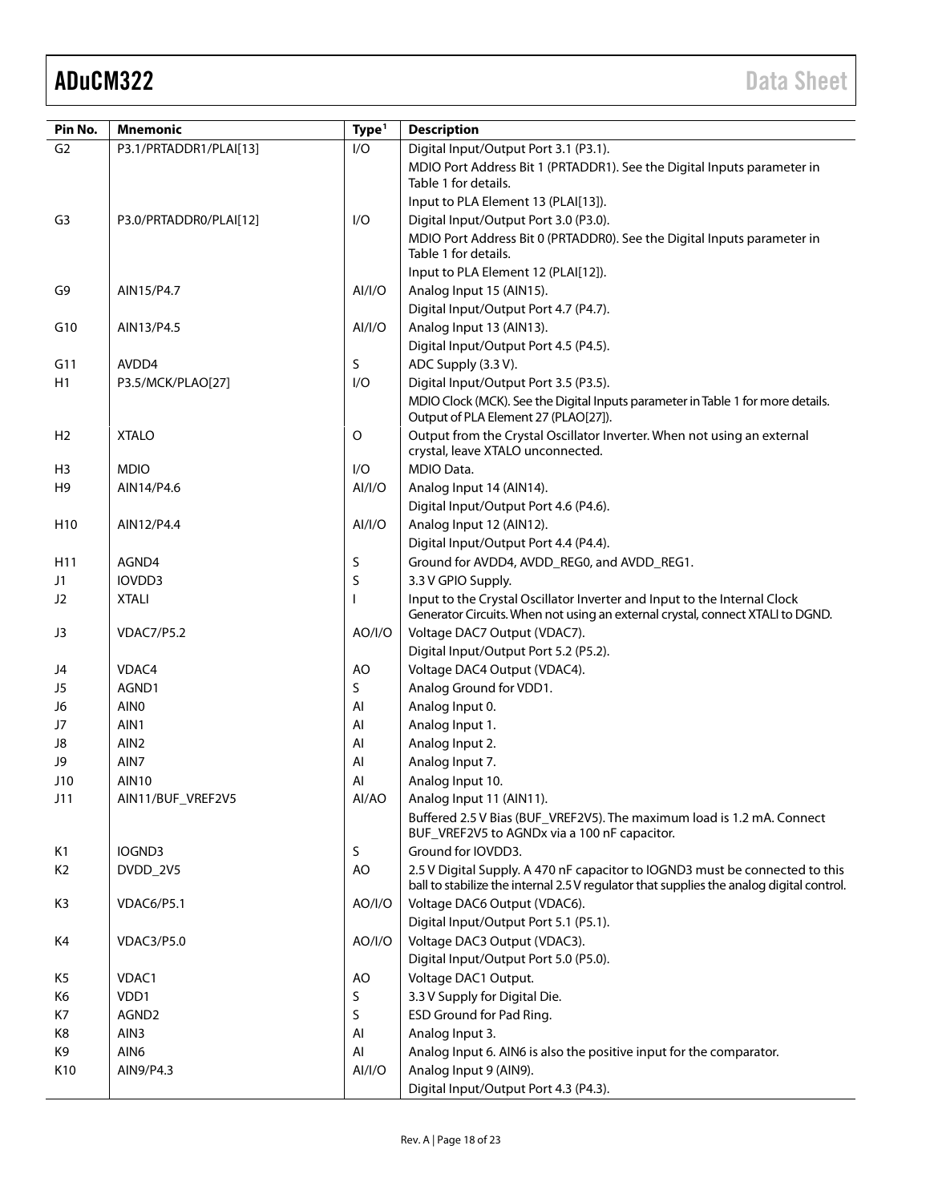| Pin No. | Mnemonic | Type[1] | Description |
|---|---|---|---|
| G2 | P3.1/PRTADDR1/PLAI[13] | I/O | Digital Input/Output Port 3.1 (P3.1). |
| | | | MDIO Port Address Bit 1 (PRTADDR1). See the Digital Inputs parameter in Table 1 for details. |
| | | | Input to PLA Element 13 (PLAI[13]). |
| G3 | P3.0/PRTADDR0/PLAI[12] | I/O | Digital Input/Output Port 3.0 (P3.0). |
| | | | MDIO Port Address Bit 0 (PRTADDR0). See the Digital Inputs parameter in Table 1 for details. |
| | | | Input to PLA Element 12 (PLAI[12]). |
| G9 | AIN15/P4.7 | AI/I/O | Analog Input 15 (AIN15). |
| | | | Digital Input/Output Port 4.7 (P4.7). |
| G10 | AIN13/P4.5 | AI/I/O | Analog Input 13 (AIN13). |
| | | | Digital Input/Output Port 4.5 (P4.5). |
| G11 | AVDD4 | S | ADC Supply (3.3 V). |
| H1 | P3.5/MCK/PLAO[27] | I/O | Digital Input/Output Port 3.5 (P3.5). |
| | | | MDIO Clock (MCK). See the Digital Inputs parameter in Table 1 for more details. Output of PLA Element 27 (PLAO[27]). |
| H2 | XTALO | O | Output from the Crystal Oscillator Inverter. When not using an external crystal, leave XTALO unconnected. |
| H3 | MDIO | I/O | MDIO Data. |
| H9 | AIN14/P4.6 | AI/I/O | Analog Input 14 (AIN14). |
| | | | Digital Input/Output Port 4.6 (P4.6). |
| H10 | AIN12/P4.4 | AI/I/O | Analog Input 12 (AIN12). |
| | | | Digital Input/Output Port 4.4 (P4.4). |
| H11 | AGND4 | S | Ground for AVDD4, AVDD_REG0, and AVDD_REG1. |
| J1 | IOVDD3 | S | 3.3 V GPIO Supply. |
| J2 | XTALI | I | Input to the Crystal Oscillator Inverter and Input to the Internal Clock Generator Circuits. When not using an external crystal, connect XTALI to DGND. |
| J3 | VDAC7/P5.2 | AO/I/O | Voltage DAC7 Output (VDAC7). |
| | | | Digital Input/Output Port 5.2 (P5.2). |
| J4 | VDAC4 | AO | Voltage DAC4 Output (VDAC4). |
| J5 | AGND1 | S | Analog Ground for VDD1. |
| J6 | AIN0 | AI | Analog Input 0. |
| J7 | AIN1 | AI | Analog Input 1. |
| J8 | AIN2 | AI | Analog Input 2. |
| J9 | AIN7 | AI | Analog Input 7. |
| J10 | AIN10 | AI | Analog Input 10. |
| J11 | AIN11/BUF_VREF2V5 | AI/AO | Analog Input 11 (AIN11). |
| | | | Buffered 2.5 V Bias (BUF_VREF2V5). The maximum load is 1.2 mA. Connect BUF_VREF2V5 to AGNDx via a 100 nF capacitor. |
| K1 | IOGND3 | S | Ground for IOVDD3. |
| K2 | DVDD_2V5 | AO | 2.5 V Digital Supply. A 470 nF capacitor to IOGND3 must be connected to this ball to stabilize the internal 2.5 V regulator that supplies the analog digital control. |
| K3 | VDAC6/P5.1 | AO/I/O | Voltage DAC6 Output (VDAC6). |
| | | | Digital Input/Output Port 5.1 (P5.1). |
| K4 | VDAC3/P5.0 | AO/I/O | Voltage DAC3 Output (VDAC3). |
| | | | Digital Input/Output Port 5.0 (P5.0). |
| K5 | VDAC1 | AO | Voltage DAC1 Output. |
| K6 | VDD1 | S | 3.3 V Supply for Digital Die. |
| K7 | AGND2 | S | ESD Ground for Pad Ring. |
| K8 | AIN3 | AI | Analog Input 3. |
| K9 | AIN6 | AI | Analog Input 6. AIN6 is also the positive input for the comparator. |
| K10 | AIN9/P4.3 | AI/I/O | Analog Input 9 (AIN9). |
| | | | Digital Input/Output Port 4.3 (P4.3). |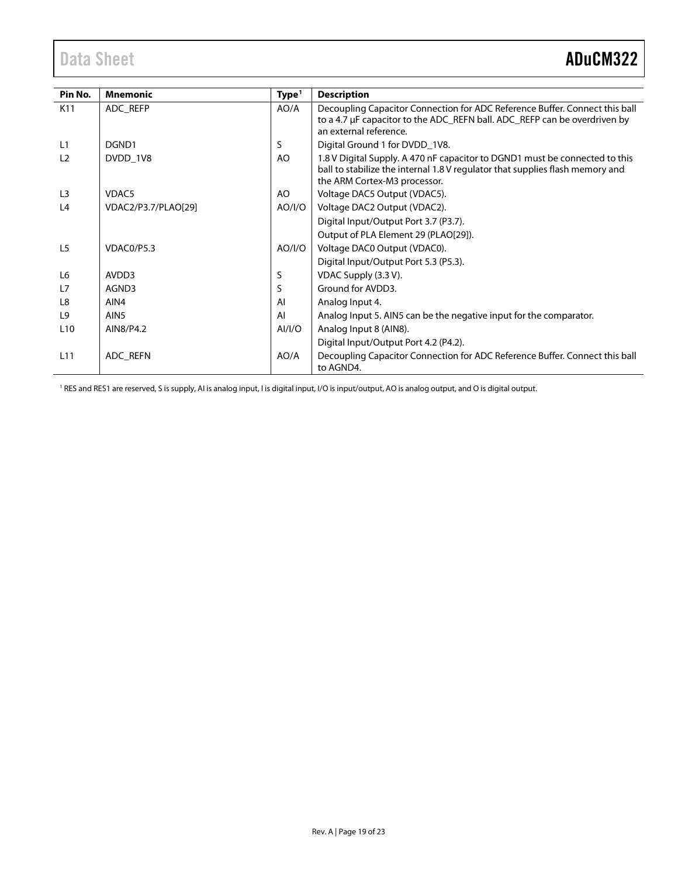| Pin No. | Mnemonic | Type[1] | Description |
|---|---|---|---|
| K11 | ADC_REFP | AO/A | Decoupling Capacitor Connection for ADC Reference Buffer. Connect this ball to a 4.7 µF capacitor to the ADC_REFN ball. ADC_REFP can be overdriven by an external reference. |
| L1 | DGND1 | S | Digital Ground 1 for DVDD_1V8. |
| L2 | DVDD_1V8 | AO | 1.8 V Digital Supply. A 470 nF capacitor to DGND1 must be connected to this ball to stabilize the internal 1.8 V regulator that supplies flash memory and the ARM Cortex-M3 processor. |
| L3 | VDAC5 | AO | Voltage DAC5 Output (VDAC5). |
| L4 | VDAC2/P3.7/PLAO[29] | AO/I/O | Voltage DAC2 Output (VDAC2). |
| | | | Digital Input/Output Port 3.7 (P3.7). |
| | | | Output of PLA Element 29 (PLAO[29]). |
| L5 | VDAC0/P5.3 | AO/I/O | Voltage DAC0 Output (VDAC0). |
| | | | Digital Input/Output Port 5.3 (P5.3). |
| L6 | AVDD3 | S | VDAC Supply (3.3 V). |
| L7 | AGND3 | S | Ground for AVDD3. |
| L8 | AIN4 | AI | Analog Input 4. |
| L9 | AIN5 | AI | Analog Input 5. AIN5 can be the negative input for the comparator. |
| L10 | AIN8/P4.2 | AI/I/O | Analog Input 8 (AIN8). |
| | | | Digital Input/Output Port 4.2 (P4.2). |
| L11 | ADC_REFN | AO/A | Decoupling Capacitor Connection for ADC Reference Buffer. Connect this ball to AGND4. |

[1] RES and RES1 are reserved, S is supply, AI is analog input, I is digital input, I/O is input/output, AO is analog output, and O is digital output.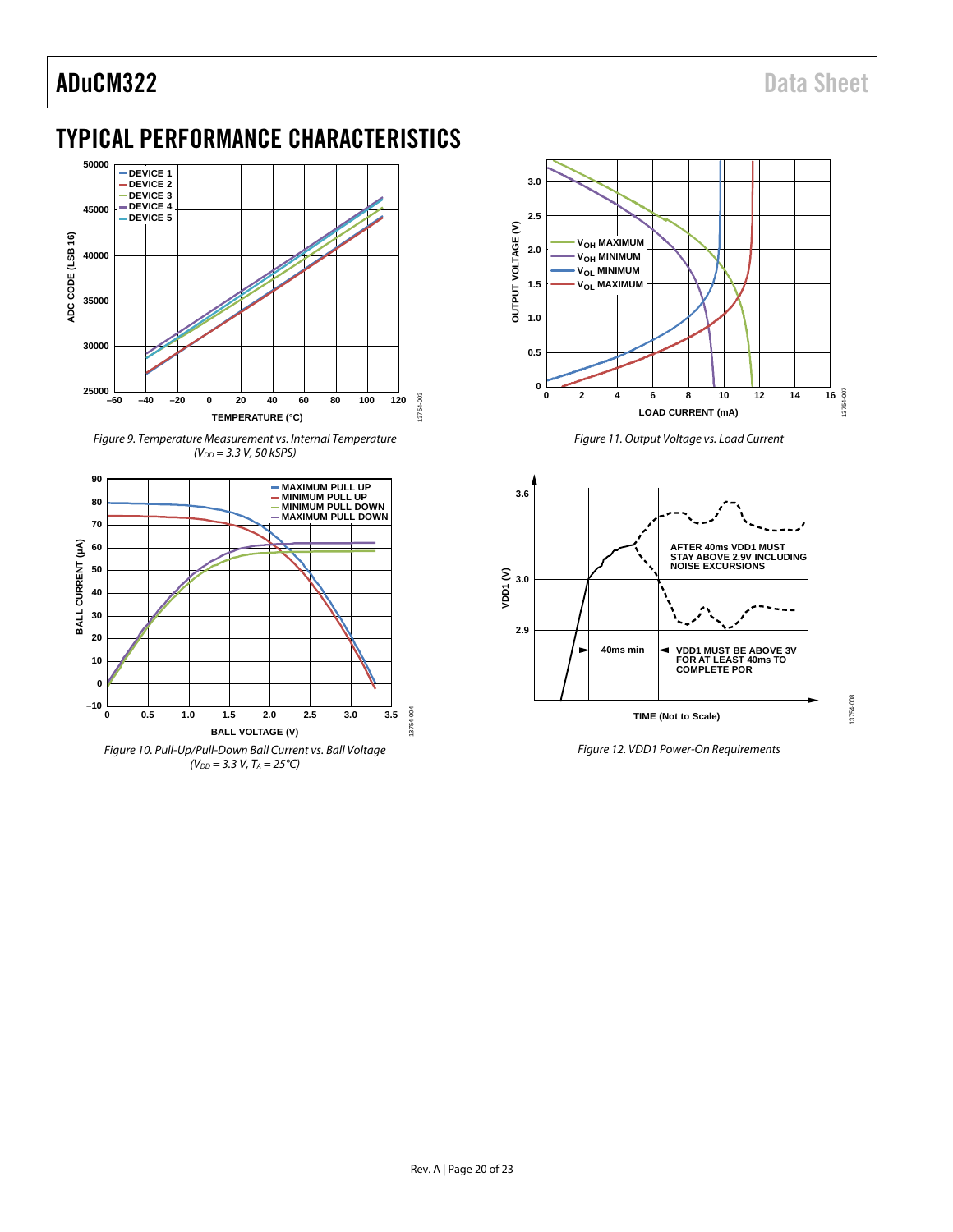# TYPICAL PERFORMANCE CHARACTERISTICS

Figure 9. Temperature Measurement vs. Internal Temperature ($V_{DD}$ = 3.3 V, 50 kSPS)

Figure 10. Pull-Up/Pull-Down Ball Current vs. Ball Voltage ($V_{DD}$ = 3.3 V, $T_A$ = 25°C)

Figure 11. Output Voltage vs. Load Current

Figure 12. VDD1 Power-On Requirements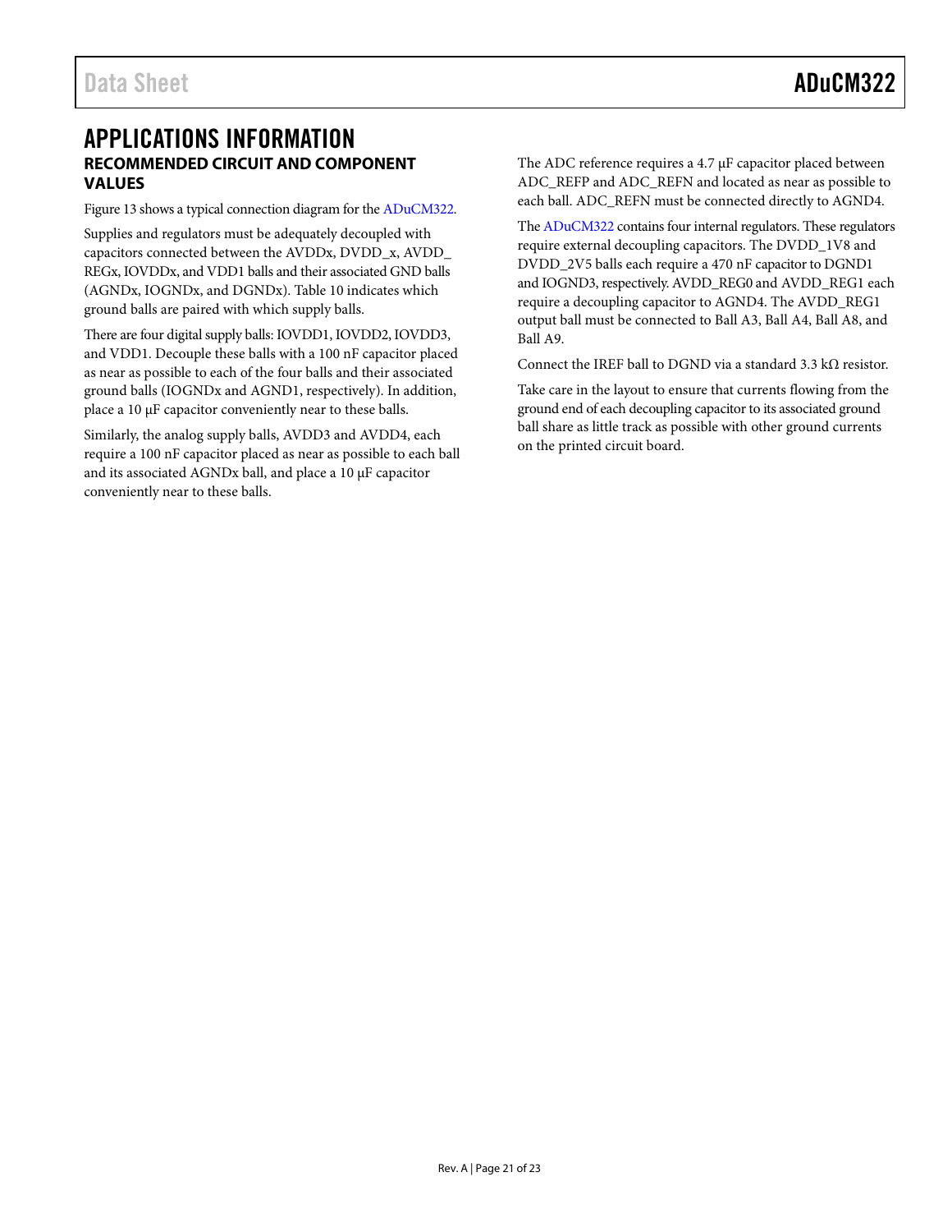# APPLICATIONS INFORMATION

## RECOMMENDED CIRCUIT AND COMPONENT VALUES

Figure 13 shows a typical connection diagram for the ADuCM322.

Supplies and regulators must be adequately decoupled with capacitors connected between the AVDDx, DVDD_x, AVDD_REGx, IOVDDx, and VDD1 balls and their associated GND balls (AGNDx, IOGNDx, and DGNDx). Table 10 indicates which ground balls are paired with which supply balls.

There are four digital supply balls: IOVDD1, IOVDD2, IOVDD3, and VDD1. Decouple these balls with a 100 nF capacitor placed as near as possible to each of the four balls and their associated ground balls (IOGNDx and AGND1, respectively). In addition, place a 10 µF capacitor conveniently near to these balls.

Similarly, the analog supply balls, AVDD3 and AVDD4, each require a 100 nF capacitor placed as near as possible to each ball and its associated AGNDx ball, and place a 10 µF capacitor conveniently near to these balls.

The ADC reference requires a 4.7 µF capacitor placed between ADC_REFP and ADC_REFN and located as near as possible to each ball. ADC_REFN must be connected directly to AGND4.

The ADuCM322 contains four internal regulators. These regulators require external decoupling capacitors. The DVDD_1V8 and DVDD_2V5 balls each require a 470 nF capacitor to DGND1 and IOGND3, respectively. AVDD_REG0 and AVDD_REG1 each require a decoupling capacitor to AGND4. The AVDD_REG1 output ball must be connected to Ball A3, Ball A4, Ball A8, and Ball A9.

Connect the IREF ball to DGND via a standard 3.3 kΩ resistor.

Take care in the layout to ensure that currents flowing from the ground end of each decoupling capacitor to its associated ground ball share as little track as possible with other ground currents on the printed circuit board.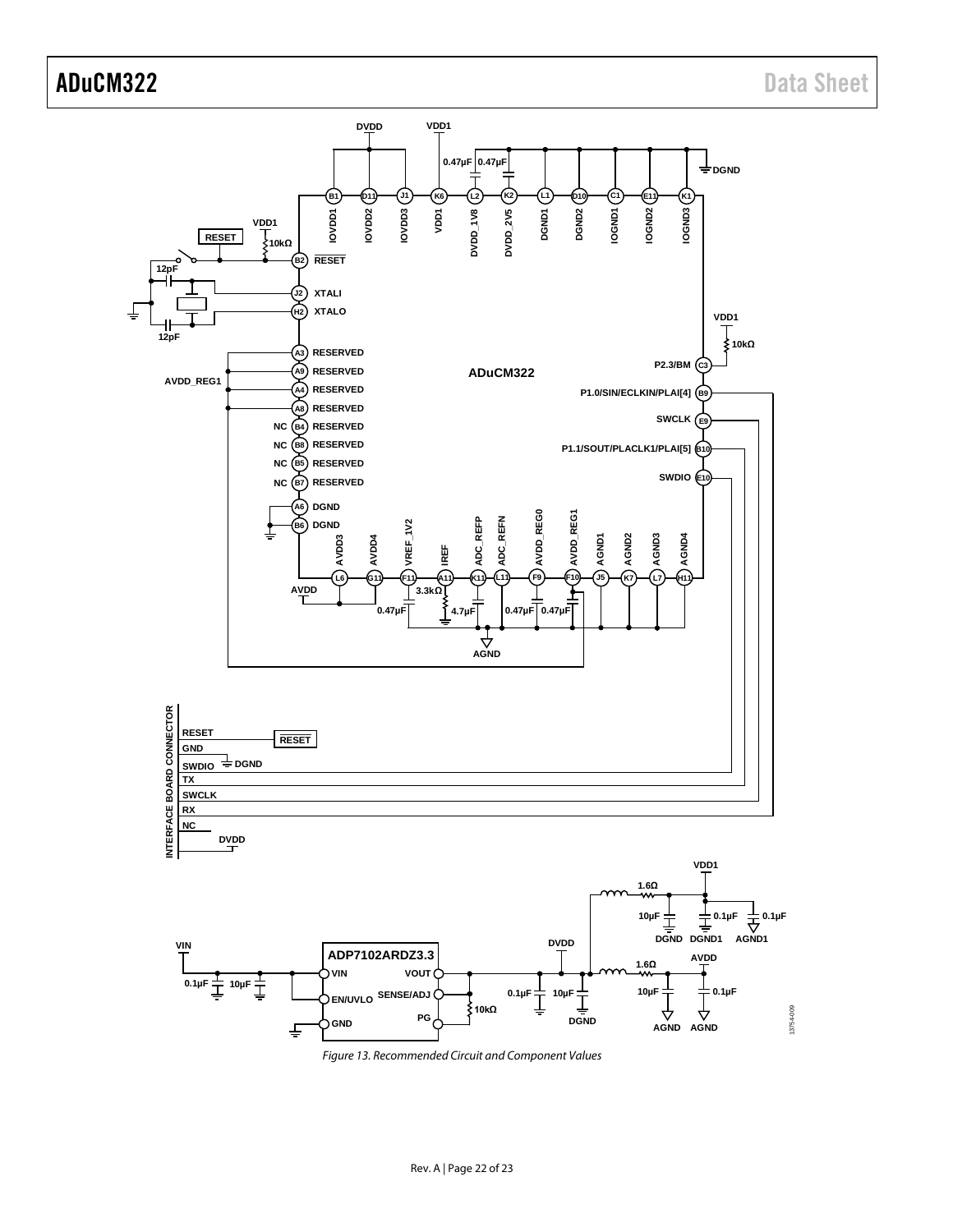Figure 13. Recommended Circuit and Component Values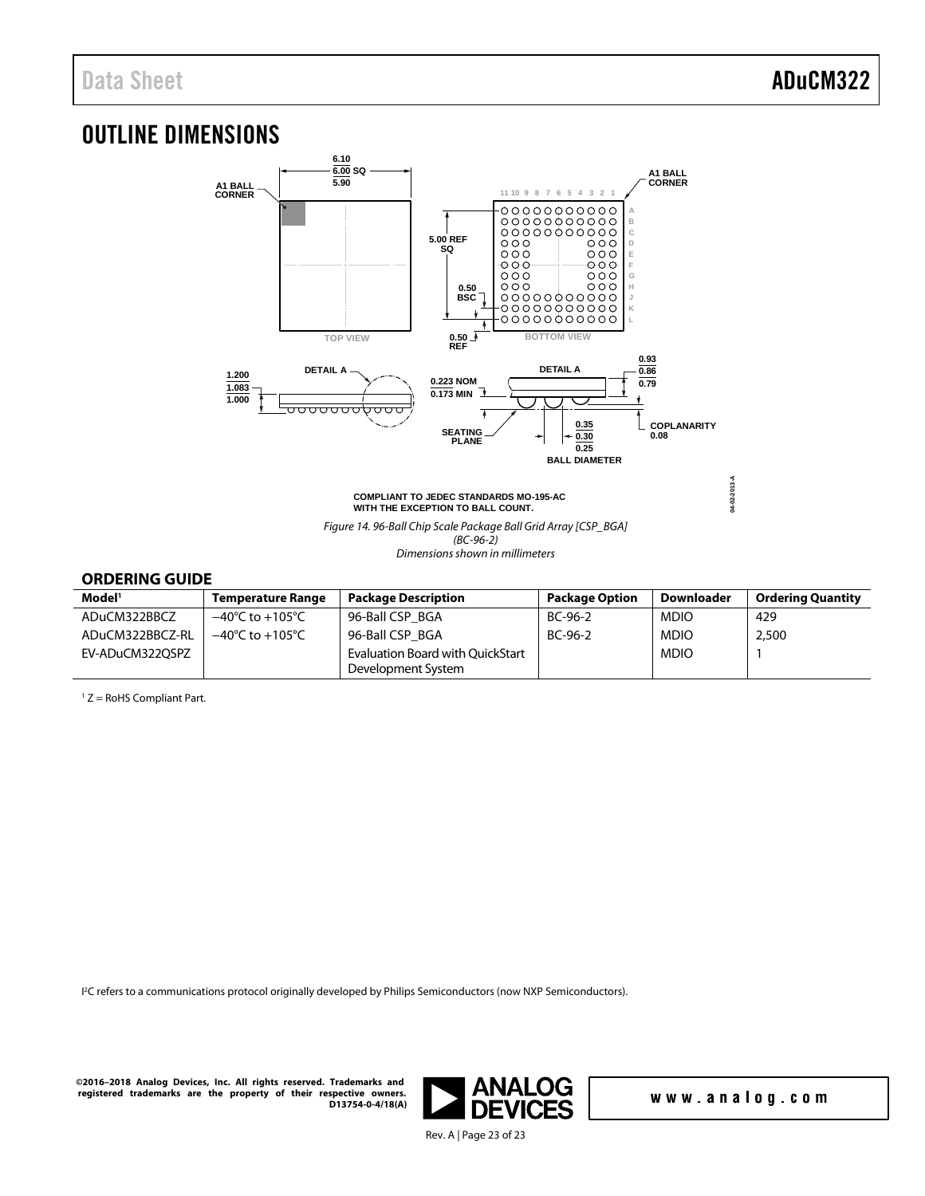## OUTLINE DIMENSIONS

6.10
6.00 SQ
5.90

A1 BALL CORNER

TOP VIEW

11 10 9 8 7 6 5 4 3 2 1

A B C D E F G H J K L

A1 BALL CORNER

5.00 REF SQ

0.50 BSC

0.50 REF

BOTTOM VIEW

DETAIL A

1.200
1.083
1.000

DETAIL A

0.223 NOM
0.173 MIN

0.93
0.86
0.79

SEATING PLANE

0.35
0.30
0.25
BALL DIAMETER

COPLANARITY
0.08

COMPLIANT TO JEDEC STANDARDS MO-195-AC
WITH THE EXCEPTION TO BALL COUNT.

04-02-2013-A

*Figure 14. 96-Ball Chip Scale Package Ball Grid Array [CSP_BGA] (BC-96-2)*
*Dimensions shown in millimeters*

## ORDERING GUIDE

| Model[1] | Temperature Range | Package Description | Package Option | Downloader | Ordering Quantity |
|---|---|---|---|---|---|
| ADuCM322BBCZ | −40°C to +105°C | 96-Ball CSP_BGA | BC-96-2 | MDIO | 429 |
| ADuCM322BBCZ-RL | −40°C to +105°C | 96-Ball CSP_BGA | BC-96-2 | MDIO | 2,500 |
| EV-ADuCM322QSPZ | | Evaluation Board with QuickStart Development System | | MDIO | 1 |

[1] Z = RoHS Compliant Part.

I²C refers to a communications protocol originally developed by Philips Semiconductors (now NXP Semiconductors).

©2016–2018 Analog Devices, Inc. All rights reserved. Trademarks and registered trademarks are the property of their respective owners.
D13754-0-4/18(A)